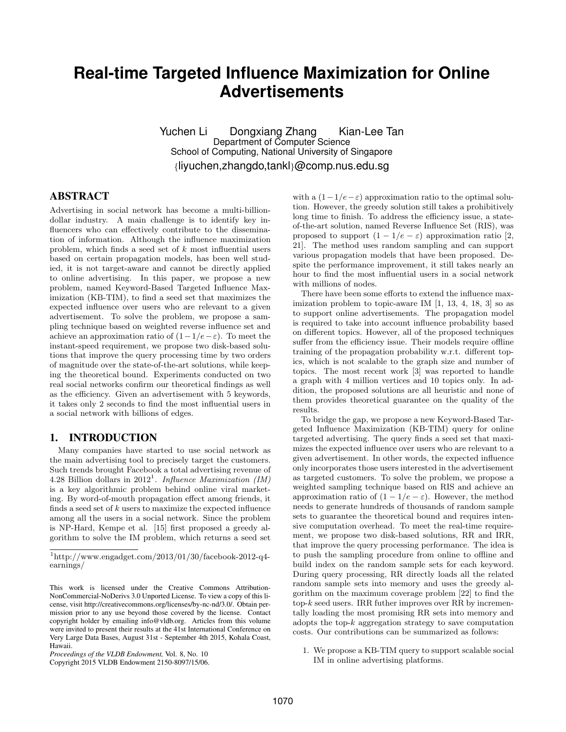# Real-time Targeted Influence Maximization for Online Advertisements

Yuchen Li  Dongxiang Zhang  Kian-Lee Tan
Department of Computer Science
School of Computing, National University of Singapore
{liyuchen,zhangdo,tankl}@comp.nus.edu.sg

## ABSTRACT

Advertising in social network has become a multi-billion-dollar industry. A main challenge is to identify key influencers who can effectively contribute to the dissemination of information. Although the influence maximization problem, which finds a seed set of $k$ most influential users based on certain propagation models, has been well studied, it is not target-aware and cannot be directly applied to online advertising. In this paper, we propose a new problem, named Keyword-Based Targeted Influence Maximization (KB-TIM), to find a seed set that maximizes the expected influence over users who are relevant to a given advertisement. To solve the problem, we propose a sampling technique based on weighted reverse influence set and achieve an approximation ratio of $(1-1/e-\varepsilon)$. To meet the instant-speed requirement, we propose two disk-based solutions that improve the query processing time by two orders of magnitude over the state-of-the-art solutions, while keeping the theoretical bound. Experiments conducted on two real social networks confirm our theoretical findings as well as the efficiency. Given an advertisement with 5 keywords, it takes only 2 seconds to find the most influential users in a social network with billions of edges.

## 1. INTRODUCTION

Many companies have started to use social network as the main advertising tool to precisely target the customers. Such trends brought Facebook a total advertising revenue of 4.28 Billion dollars in 2012[1]. *Influence Maximization (IM)* is a key algorithmic problem behind online viral marketing. By word-of-mouth propagation effect among friends, it finds a seed set of $k$ users to maximize the expected influence among all the users in a social network. Since the problem is NP-Hard, Kempe et al. [15] first proposed a greedy algorithm to solve the IM problem, which returns a seed set with a $(1-1/e-\varepsilon)$ approximation ratio to the optimal solution. However, the greedy solution still takes a prohibitively long time to finish. To address the efficiency issue, a state-of-the-art solution, named Reverse Influence Set (RIS), was proposed to support $(1-1/e-\varepsilon)$ approximation ratio [2, 21]. The method uses random sampling and can support various propagation models that have been proposed. Despite the performance improvement, it still takes nearly an hour to find the most influential users in a social network with millions of nodes.

There have been some efforts to extend the influence maximization problem to topic-aware IM [1, 13, 4, 18, 3] so as to support online advertisements. The propagation model is required to take into account influence probability based on different topics. However, all of the proposed techniques suffer from the efficiency issue. Their models require offline training of the propagation probability w.r.t. different topics, which is not scalable to the graph size and number of topics. The most recent work [3] was reported to handle a graph with 4 million vertices and 10 topics only. In addition, the proposed solutions are all heuristic and none of them provides theoretical guarantee on the quality of the results.

To bridge the gap, we propose a new Keyword-Based Targeted Influence Maximization (KB-TIM) query for online targeted advertising. The query finds a seed set that maximizes the expected influence over users who are relevant to a given advertisement. In other words, the expected influence only incorporates those users interested in the advertisement as targeted customers. To solve the problem, we propose a weighted sampling technique based on RIS and achieve an approximation ratio of $(1-1/e-\varepsilon)$. However, the method needs to generate hundreds of thousands of random sample sets to guarantee the theoretical bound and requires intensive computation overhead. To meet the real-time requirement, we propose two disk-based solutions, RR and IRR, that improve the query processing performance. The idea is to push the sampling procedure from online to offline and build index on the random sample sets for each keyword. During query processing, RR directly loads all the related random sample sets into memory and uses the greedy algorithm on the maximum coverage problem [22] to find the top-$k$ seed users. IRR futher improves over RR by incrementally loading the most promising RR sets into memory and adopts the top-$k$ aggregation strategy to save computation costs. Our contributions can be summarized as follows:

1. We propose a KB-TIM query to support scalable social IM in online advertising platforms.

[1] http://www.engadget.com/2013/01/30/facebook-2012-q4-earnings/

This work is licensed under the Creative Commons Attribution-NonCommercial-NoDerivs 3.0 Unported License. To view a copy of this license, visit http://creativecommons.org/licenses/by-nc-nd/3.0/. Obtain permission prior to any use beyond those covered by the license. Contact copyright holder by emailing info@vldb.org. Articles from this volume were invited to present their results at the 41st International Conference on Very Large Data Bases, August 31st - September 4th 2015, Kohala Coast, Hawaii.
*Proceedings of the VLDB Endowment,* Vol. 8, No. 10
Copyright 2015 VLDB Endowment 2150-8097/15/06.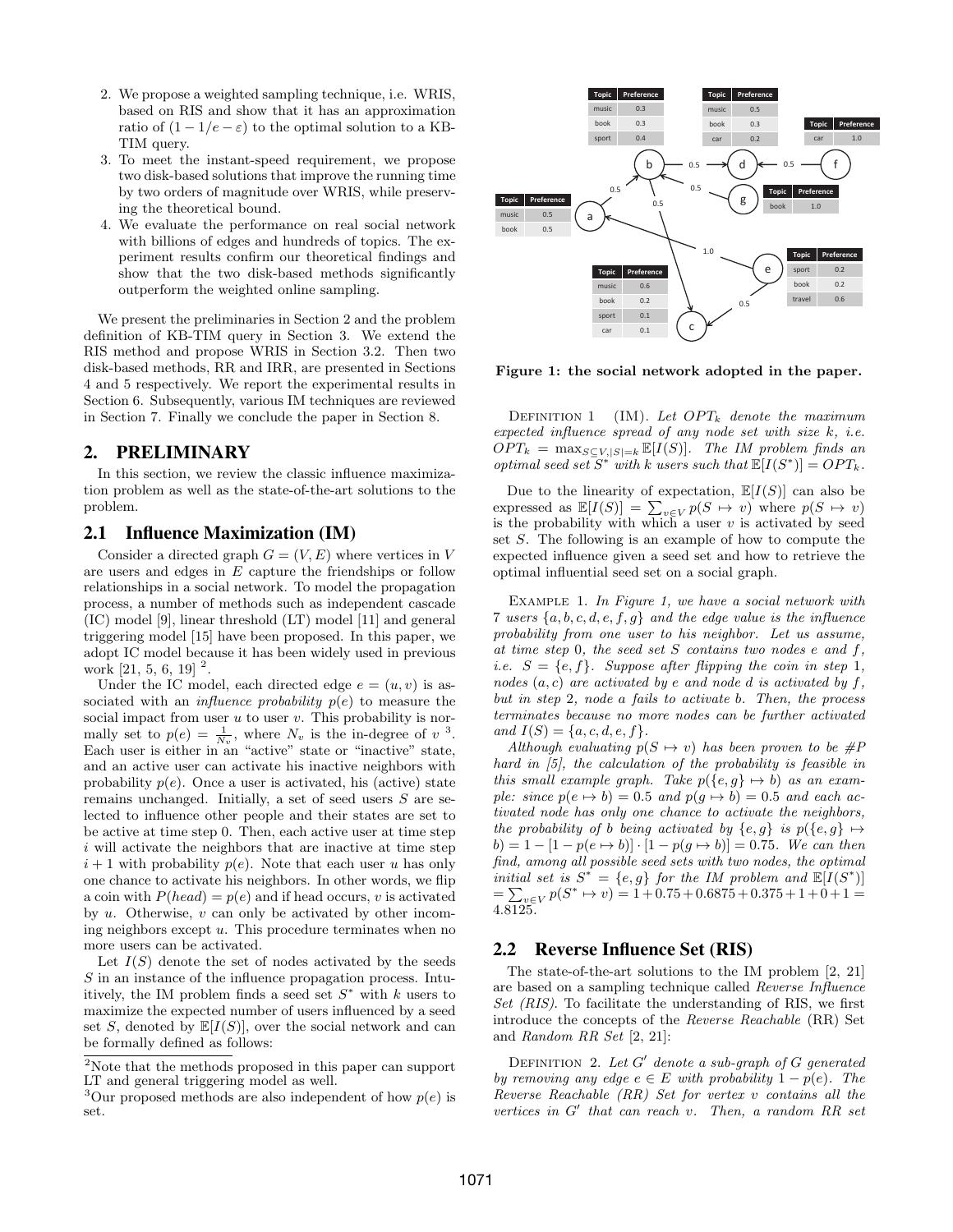2. We propose a weighted sampling technique, i.e. WRIS, based on RIS and show that it has an approximation ratio of $(1 - 1/e - \varepsilon)$ to the optimal solution to a KB-TIM query.
3. To meet the instant-speed requirement, we propose two disk-based solutions that improve the running time by two orders of magnitude over WRIS, while preserving the theoretical bound.
4. We evaluate the performance on real social network with billions of edges and hundreds of topics. The experiment results confirm our theoretical findings and show that the two disk-based methods significantly outperform the weighted online sampling.

We present the preliminaries in Section 2 and the problem definition of KB-TIM query in Section 3. We extend the RIS method and propose WRIS in Section 3.2. Then two disk-based methods, RR and IRR, are presented in Sections 4 and 5 respectively. We report the experimental results in Section 6. Subsequently, various IM techniques are reviewed in Section 7. Finally we conclude the paper in Section 8.

## 2. PRELIMINARY

In this section, we review the classic influence maximization problem as well as the state-of-the-art solutions to the problem.

### 2.1 Influence Maximization (IM)

Consider a directed graph $G = (V, E)$ where vertices in $V$ are users and edges in $E$ capture the friendships or follow relationships in a social network. To model the propagation process, a number of methods such as independent cascade (IC) model [9], linear threshold (LT) model [11] and general triggering model [15] have been proposed. In this paper, we adopt IC model because it has been widely used in previous work [21, 5, 6, 19] [2].

Under the IC model, each directed edge $e = (u, v)$ is associated with an *influence probability* $p(e)$ to measure the social impact from user $u$ to user $v$. This probability is normally set to $p(e) = \frac{1}{N_v}$, where $N_v$ is the in-degree of $v$ [3]. Each user is either in an "active" state or "inactive" state, and an active user can activate his inactive neighbors with probability $p(e)$. Once a user is activated, his (active) state remains unchanged. Initially, a set of seed users $S$ are selected to influence other people and their states are set to be active at time step 0. Then, each active user at time step $i$ will activate the neighbors that are inactive at time step $i+1$ with probability $p(e)$. Note that each user $u$ has only one chance to activate his neighbors. In other words, we flip a coin with $P(head) = p(e)$ and if head occurs, $v$ is activated by $u$. Otherwise, $v$ can only be activated by other incoming neighbors except $u$. This procedure terminates when no more users can be activated.

Let $I(S)$ denote the set of nodes activated by the seeds $S$ in an instance of the influence propagation process. Intuitively, the IM problem finds a seed set $S^*$ with $k$ users to maximize the expected number of users influenced by a seed set $S$, denoted by $\mathbb{E}[I(S)]$, over the social network and can be formally defined as follows:

[2] Note that the methods proposed in this paper can support LT and general triggering model as well.

[3] Our proposed methods are also independent of how $p(e)$ is set.

| Topic | Preference |
| --- | --- |
| music | 0.3 |
| book | 0.3 |
| sport | 0.4 |

| Topic | Preference |
| --- | --- |
| music | 0.5 |
| book | 0.3 |
| car | 0.2 |

| Topic | Preference |
| --- | --- |
| car | 1.0 |

| Topic | Preference |
| --- | --- |
| book | 1.0 |

| Topic | Preference |
| --- | --- |
| music | 0.5 |
| book | 0.5 |

| Topic | Preference |
| --- | --- |
| sport | 0.2 |
| book | 0.2 |
| travel | 0.6 |

| Topic | Preference |
| --- | --- |
| music | 0.6 |
| book | 0.2 |
| sport | 0.1 |
| car | 0.1 |

Figure 1: the social network adopted in the paper.

Definition 1 (IM). *Let $OPT_k$ denote the maximum expected influence spread of any node set with size $k$, i.e. $OPT_k = \max_{S \subseteq V, |S|=k} \mathbb{E}[I(S)]$. The IM problem finds an optimal seed set $S^*$ with $k$ users such that $\mathbb{E}[I(S^*)] = OPT_k$.*

Due to the linearity of expectation, $\mathbb{E}[I(S)]$ can also be expressed as $\mathbb{E}[I(S)] = \sum_{v \in V} p(S \mapsto v)$ where $p(S \mapsto v)$ is the probability with which a user $v$ is activated by seed set $S$. The following is an example of how to compute the expected influence given a seed set and how to retrieve the optimal influential seed set on a social graph.

Example 1. *In Figure 1, we have a social network with 7 users $\{a, b, c, d, e, f, g\}$ and the edge value is the influence probability from one user to his neighbor. Let us assume, at time step 0, the seed set $S$ contains two nodes $e$ and $f$, i.e. $S = \{e, f\}$. Suppose after flipping the coin in step 1, nodes $(a, c)$ are activated by $e$ and node $d$ is activated by $f$, but in step 2, node $a$ fails to activate $b$. Then, the process terminates because no more nodes can be further activated and $I(S) = \{a, c, d, e, f\}$.*

*Although evaluating $p(S \mapsto v)$ has been proven to be #P hard in [5], the calculation of the probability is feasible in this small example graph. Take $p(\{e, g\} \mapsto b)$ as an example: since $p(e \mapsto b) = 0.5$ and $p(g \mapsto b) = 0.5$ and each activated node has only one chance to activate the neighbors, the probability of $b$ being activated by $\{e, g\}$ is $p(\{e, g\} \mapsto b) = 1 - [1 - p(e \mapsto b)] \cdot [1 - p(g \mapsto b)] = 0.75$. We can then find, among all possible seed sets with two nodes, the optimal initial set is $S^* = \{e, g\}$ for the IM problem and $\mathbb{E}[I(S^*)] = \sum_{v \in V} p(S^* \mapsto v) = 1 + 0.75 + 0.6875 + 0.375 + 1 + 0 + 1 = 4.8125$.*

### 2.2 Reverse Influence Set (RIS)

The state-of-the-art solutions to the IM problem [2, 21] are based on a sampling technique called *Reverse Influence Set (RIS)*. To facilitate the understanding of RIS, we first introduce the concepts of the *Reverse Reachable* (RR) Set and *Random RR Set* [2, 21]:

Definition 2. *Let $G'$ denote a sub-graph of $G$ generated by removing any edge $e \in E$ with probability $1 - p(e)$. The Reverse Reachable (RR) Set for vertex $v$ contains all the vertices in $G'$ that can reach $v$. Then, a random RR set*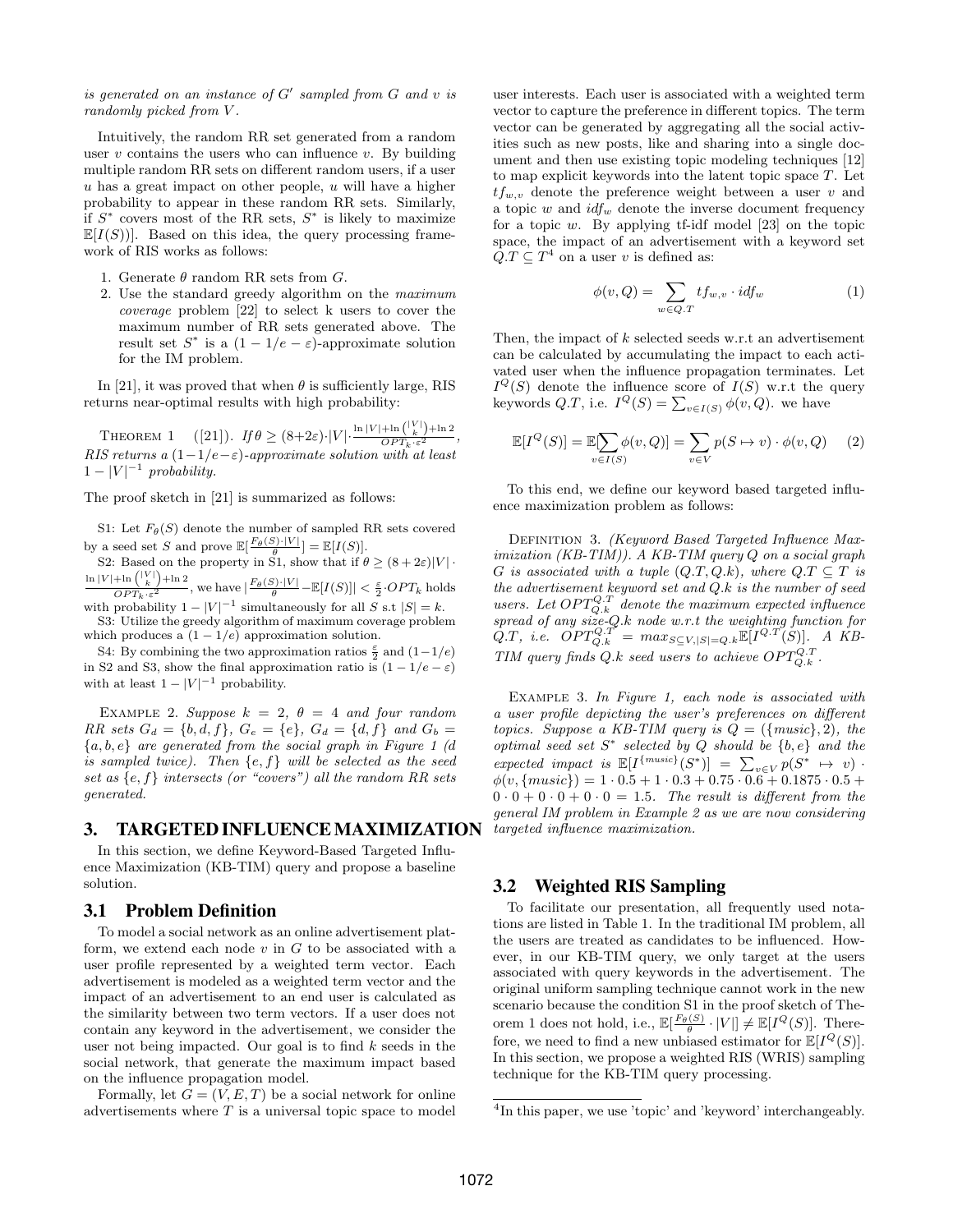*is generated on an instance of $G'$ sampled from $G$ and $v$ is randomly picked from $V$.*

Intuitively, the random RR set generated from a random user $v$ contains the users who can influence $v$. By building multiple random RR sets on different random users, if a user $u$ has a great impact on other people, $u$ will have a higher probability to appear in these random RR sets. Similarly, if $S^*$ covers most of the RR sets, $S^*$ is likely to maximize $\mathbb{E}[I(S))]$. Based on this idea, the query processing framework of RIS works as follows:

1. Generate $\theta$ random RR sets from $G$.
2. Use the standard greedy algorithm on the *maximum coverage* problem [22] to select k users to cover the maximum number of RR sets generated above. The result set $S^*$ is a $(1 - 1/e - \varepsilon)$-approximate solution for the IM problem.

In [21], it was proved that when $\theta$ is sufficiently large, RIS returns near-optimal results with high probability:

THEOREM 1 ([21]). *If $\theta \geq (8+2\varepsilon) \cdot |V| \cdot \frac{\ln |V| + \ln \binom{|V|}{k} + \ln 2}{OPT_k \cdot \varepsilon^2}$, RIS returns a $(1-1/e-\varepsilon)$-approximate solution with at least $1 - |V|^{-1}$ probability.*

The proof sketch in [21] is summarized as follows:

S1: Let $F_\theta(S)$ denote the number of sampled RR sets covered by a seed set $S$ and prove $\mathbb{E}[\frac{F_\theta(S) \cdot |V|}{\theta}] = \mathbb{E}[I(S)]$.

S2: Based on the property in S1, show that if $\theta \geq (8+2\varepsilon)|V| \cdot \frac{\ln |V| + \ln \binom{|V|}{k} + \ln 2}{OPT_k \cdot \varepsilon^2}$, we have $|\frac{F_\theta(S) \cdot |V|}{\theta} - \mathbb{E}[I(S)]| < \frac{\varepsilon}{2} \cdot OPT_k$ holds with probability $1 - |V|^{-1}$ simultaneously for all $S$ s.t $|S| = k$.

S3: Utilize the greedy algorithm of maximum coverage problem which produces a $(1 - 1/e)$ approximation solution.

S4: By combining the two approximation ratios $\frac{\varepsilon}{2}$ and $(1-1/e)$ in S2 and S3, show the final approximation ratio is $(1 - 1/e - \varepsilon)$ with at least $1 - |V|^{-1}$ probability.

EXAMPLE 2. *Suppose $k = 2$, $\theta = 4$ and four random RR sets $G_d = \{b, d, f\}$, $G_e = \{e\}$, $G_d = \{d, f\}$ and $G_b = \{a, b, e\}$ are generated from the social graph in Figure 1 (d is sampled twice). Then $\{e, f\}$ will be selected as the seed set as $\{e, f\}$ intersects (or "covers") all the random RR sets generated.*

# 3. TARGETED INFLUENCE MAXIMIZATION

In this section, we define Keyword-Based Targeted Influence Maximization (KB-TIM) query and propose a baseline solution.

## 3.1 Problem Definition

To model a social network as an online advertisement platform, we extend each node $v$ in $G$ to be associated with a user profile represented by a weighted term vector. Each advertisement is modeled as a weighted term vector and the impact of an advertisement to an end user is calculated as the similarity between two term vectors. If a user does not contain any keyword in the advertisement, we consider the user not being impacted. Our goal is to find $k$ seeds in the social network, that generate the maximum impact based on the influence propagation model.

Formally, let $G = (V, E, T)$ be a social network for online advertisements where $T$ is a universal topic space to model user interests. Each user is associated with a weighted term vector to capture the preference in different topics. The term vector can be generated by aggregating all the social activities such as new posts, like and sharing into a single document and then use existing topic modeling techniques [12] to map explicit keywords into the latent topic space $T$. Let $tf_{w,v}$ denote the preference weight between a user $v$ and a topic $w$ and $idf_w$ denote the inverse document frequency for a topic $w$. By applying tf-idf model [23] on the topic space, the impact of an advertisement with a keyword set $Q.T \subseteq T$[4] on a user $v$ is defined as:

$$\phi(v, Q) = \sum_{w \in Q.T} tf_{w,v} \cdot idf_w \tag{1}$$

Then, the impact of $k$ selected seeds w.r.t an advertisement can be calculated by accumulating the impact to each activated user when the influence propagation terminates. Let $I^Q(S)$ denote the influence score of $I(S)$ w.r.t the query keywords $Q.T$, i.e. $I^Q(S) = \sum_{v \in I(S)} \phi(v, Q)$. we have

$$\mathbb{E}[I^Q(S)] = \mathbb{E}[\sum_{v \in I(S)} \phi(v, Q)] = \sum_{v \in V} p(S \mapsto v) \cdot \phi(v, Q) \tag{2}$$

To this end, we define our keyword based targeted influence maximization problem as follows:

DEFINITION 3. *(Keyword Based Targeted Influence Maximization (KB-TIM)). A KB-TIM query $Q$ on a social graph $G$ is associated with a tuple $(Q.T, Q.k)$, where $Q.T \subseteq T$ is the advertisement keyword set and $Q.k$ is the number of seed users. Let $OPT^{Q.T}_{Q.k}$ denote the maximum expected influence spread of any size-$Q.k$ node w.r.t the weighting function for $Q.T$, i.e. $OPT^{Q.T}_{Q.k} = max_{S \subseteq V, |S| = Q.k} \mathbb{E}[I^{Q.T}(S)]$. A KB-TIM query finds $Q.k$ seed users to achieve $OPT^{Q.T}_{Q.k}$.*

EXAMPLE 3. *In Figure 1, each node is associated with a user profile depicting the user's preferences on different topics. Suppose a KB-TIM query is $Q = (\{music\}, 2)$, the optimal seed set $S^*$ selected by $Q$ should be $\{b, e\}$ and the expected impact is $\mathbb{E}[I^{\{music\}}(S^*)] = \sum_{v \in V} p(S^* \mapsto v) \cdot \phi(v, \{music\}) = 1 \cdot 0.5 + 1 \cdot 0.3 + 0.75 \cdot 0.6 + 0.1875 \cdot 0.5 + 0 \cdot 0 + 0 \cdot 0 + 0 \cdot 0 = 1.5$. The result is different from the general IM problem in Example 2 as we are now considering targeted influence maximization.*

## 3.2 Weighted RIS Sampling

To facilitate our presentation, all frequently used notations are listed in Table 1. In the traditional IM problem, all the users are treated as candidates to be influenced. However, in our KB-TIM query, we only target at the users associated with query keywords in the advertisement. The original uniform sampling technique cannot work in the new scenario because the condition S1 in the proof sketch of Theorem 1 does not hold, i.e., $\mathbb{E}[\frac{F_\theta(S)}{\theta} \cdot |V|] \neq \mathbb{E}[I^Q(S)]$. Therefore, we need to find a new unbiased estimator for $\mathbb{E}[I^Q(S)]$. In this section, we propose a weighted RIS (WRIS) sampling technique for the KB-TIM query processing.

[4] In this paper, we use 'topic' and 'keyword' interchangeably.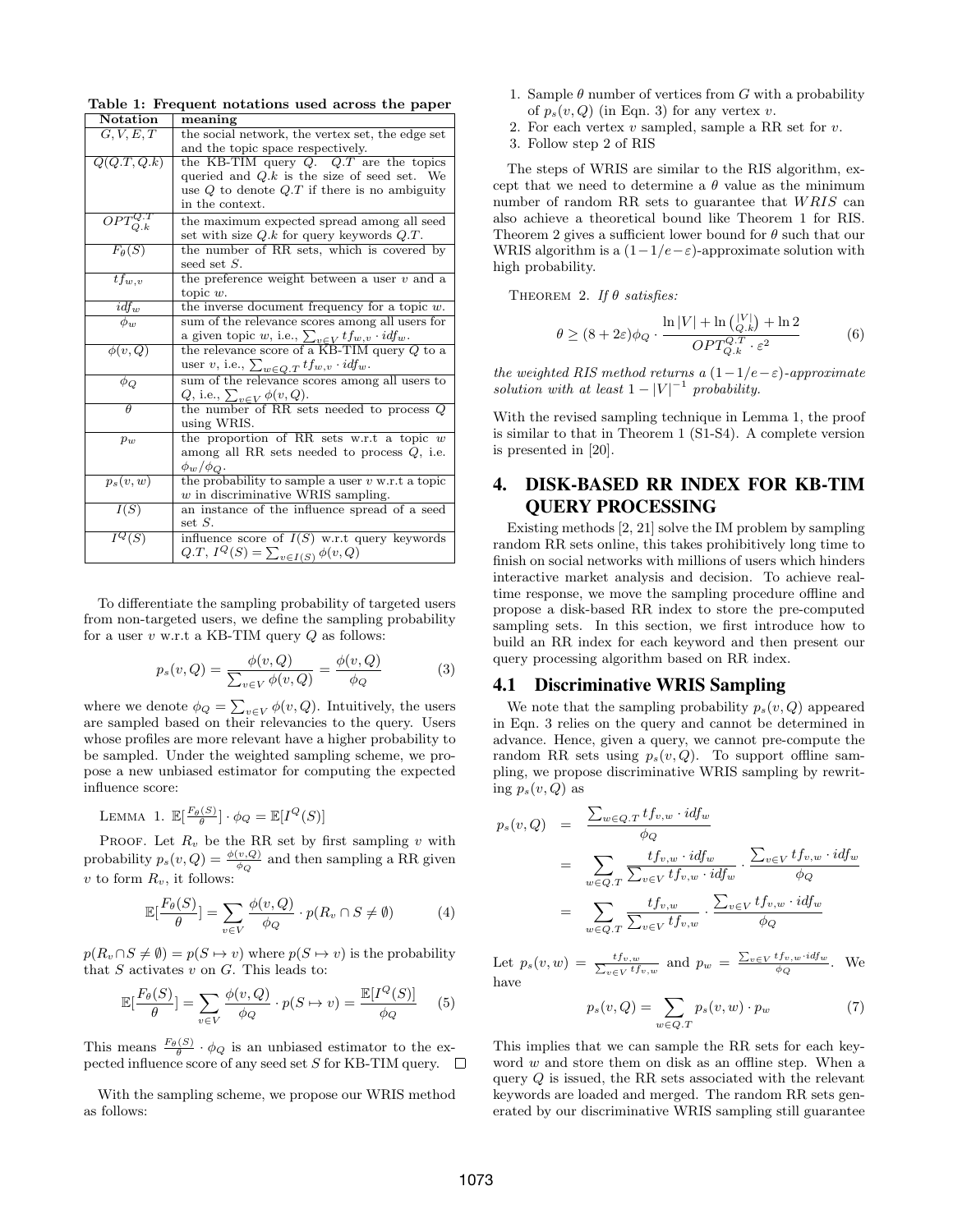**Table 1: Frequent notations used across the paper**

| Notation | meaning |
|---|---|
| $G, V, E, T$ | the social network, the vertex set, the edge set and the topic space respectively. |
| $Q(Q.T, Q.k)$ | the KB-TIM query $Q$. $Q.T$ are the topics queried and $Q.k$ is the size of seed set. We use $Q$ to denote $Q.T$ if there is no ambiguity in the context. |
| $OPT_{Q.k}^{Q.T}$ | the maximum expected spread among all seed set with size $Q.k$ for query keywords $Q.T$. |
| $F_\theta(S)$ | the number of RR sets, which is covered by seed set $S$. |
| $tf_{w,v}$ | the preference weight between a user $v$ and a topic $w$. |
| $idf_w$ | the inverse document frequency for a topic $w$. |
| $\phi_w$ | sum of the relevance scores among all users for a given topic $w$, i.e., $\sum_{v \in V} tf_{w,v} \cdot idf_w$. |
| $\phi(v, Q)$ | the relevance score of a KB-TIM query $Q$ to a user $v$, i.e., $\sum_{w \in Q.T} tf_{w,v} \cdot idf_w$. |
| $\phi_Q$ | sum of the relevance scores among all users to $Q$, i.e., $\sum_{v \in V} \phi(v, Q)$. |
| $\theta$ | the number of RR sets needed to process $Q$ using WRIS. |
| $p_w$ | the proportion of RR sets w.r.t a topic $w$ among all RR sets needed to process $Q$, i.e. $\phi_w / \phi_Q$. |
| $p_s(v, w)$ | the probability to sample a user $v$ w.r.t a topic $w$ in discriminative WRIS sampling. |
| $I(S)$ | an instance of the influence spread of a seed set $S$. |
| $I^Q(S)$ | influence score of $I(S)$ w.r.t query keywords $Q.T$, $I^Q(S) = \sum_{v \in I(S)} \phi(v, Q)$ |

To differentiate the sampling probability of targeted users from non-targeted users, we define the sampling probability for a user $v$ w.r.t a KB-TIM query $Q$ as follows:

$$p_s(v, Q) = \frac{\phi(v, Q)}{\sum_{v \in V} \phi(v, Q)} = \frac{\phi(v, Q)}{\phi_Q} \tag{3}$$

where we denote $\phi_Q = \sum_{v \in V} \phi(v, Q)$. Intuitively, the users are sampled based on their relevancies to the query. Users whose profiles are more relevant have a higher probability to be sampled. Under the weighted sampling scheme, we propose a new unbiased estimator for computing the expected influence score:

LEMMA 1. $\mathbb{E}[\frac{F_\theta(S)}{\theta}] \cdot \phi_Q = \mathbb{E}[I^Q(S)]$

PROOF. Let $R_v$ be the RR set by first sampling $v$ with probability $p_s(v, Q) = \frac{\phi(v,Q)}{\phi_Q}$ and then sampling a RR given $v$ to form $R_v$, it follows:

$$\mathbb{E}[\frac{F_\theta(S)}{\theta}] = \sum_{v \in V} \frac{\phi(v, Q)}{\phi_Q} \cdot p(R_v \cap S \neq \emptyset) \tag{4}$$

$p(R_v \cap S \neq \emptyset) = p(S \mapsto v)$ where $p(S \mapsto v)$ is the probability that $S$ activates $v$ on $G$. This leads to:

$$\mathbb{E}[\frac{F_\theta(S)}{\theta}] = \sum_{v \in V} \frac{\phi(v, Q)}{\phi_Q} \cdot p(S \mapsto v) = \frac{\mathbb{E}[I^Q(S)]}{\phi_Q} \tag{5}$$

This means $\frac{F_\theta(S)}{\theta} \cdot \phi_Q$ is an unbiased estimator to the expected influence score of any seed set $S$ for KB-TIM query. □

With the sampling scheme, we propose our WRIS method as follows:

1. Sample $\theta$ number of vertices from $G$ with a probability of $p_s(v, Q)$ (in Eqn. 3) for any vertex $v$.
2. For each vertex $v$ sampled, sample a RR set for $v$.
3. Follow step 2 of RIS

The steps of WRIS are similar to the RIS algorithm, except that we need to determine a $\theta$ value as the minimum number of random RR sets to guarantee that *WRIS* can also achieve a theoretical bound like Theorem 1 for RIS. Theorem 2 gives a sufficient lower bound for $\theta$ such that our WRIS algorithm is a $(1-1/e-\varepsilon)$-approximate solution with high probability.

THEOREM 2. *If $\theta$ satisfies:*

$$\theta \geq (8 + 2\varepsilon)\phi_Q \cdot \frac{\ln|V| + \ln\binom{|V|}{Q.k} + \ln 2}{OPT_{Q.k}^{Q.T} \cdot \varepsilon^2} \tag{6}$$

*the weighted RIS method returns a $(1-1/e-\varepsilon)$-approximate solution with at least $1 - |V|^{-1}$ probability.*

With the revised sampling technique in Lemma 1, the proof is similar to that in Theorem 1 (S1-S4). A complete version is presented in [20].

## 4. DISK-BASED RR INDEX FOR KB-TIM QUERY PROCESSING

Existing methods [2, 21] solve the IM problem by sampling random RR sets online, this takes prohibitively long time to finish on social networks with millions of users which hinders interactive market analysis and decision. To achieve real-time response, we move the sampling procedure offline and propose a disk-based RR index to store the pre-computed sampling sets. In this section, we first introduce how to build an RR index for each keyword and then present our query processing algorithm based on RR index.

### 4.1 Discriminative WRIS Sampling

We note that the sampling probability $p_s(v, Q)$ appeared in Eqn. 3 relies on the query and cannot be determined in advance. Hence, given a query, we cannot pre-compute the random RR sets using $p_s(v, Q)$. To support offline sampling, we propose discriminative WRIS sampling by rewriting $p_s(v, Q)$ as

$$\begin{aligned} p_s(v, Q) &= \frac{\sum_{w \in Q.T} tf_{v,w} \cdot idf_w}{\phi_Q} \\ &= \sum_{w \in Q.T} \frac{tf_{v,w} \cdot idf_w}{\sum_{v \in V} tf_{v,w} \cdot idf_w} \cdot \frac{\sum_{v \in V} tf_{v,w} \cdot idf_w}{\phi_Q} \\ &= \sum_{w \in Q.T} \frac{tf_{v,w}}{\sum_{v \in V} tf_{v,w}} \cdot \frac{\sum_{v \in V} tf_{v,w} \cdot idf_w}{\phi_Q} \end{aligned}$$

Let $p_s(v, w) = \frac{tf_{v,w}}{\sum_{v \in V} tf_{v,w}}$ and $p_w = \frac{\sum_{v \in V} tf_{v,w} \cdot idf_w}{\phi_Q}$. We have

$$p_s(v, Q) = \sum_{w \in Q.T} p_s(v, w) \cdot p_w \tag{7}$$

This implies that we can sample the RR sets for each keyword $w$ and store them on disk as an offline step. When a query $Q$ is issued, the RR sets associated with the relevant keywords are loaded and merged. The random RR sets generated by our discriminative WRIS sampling still guarantee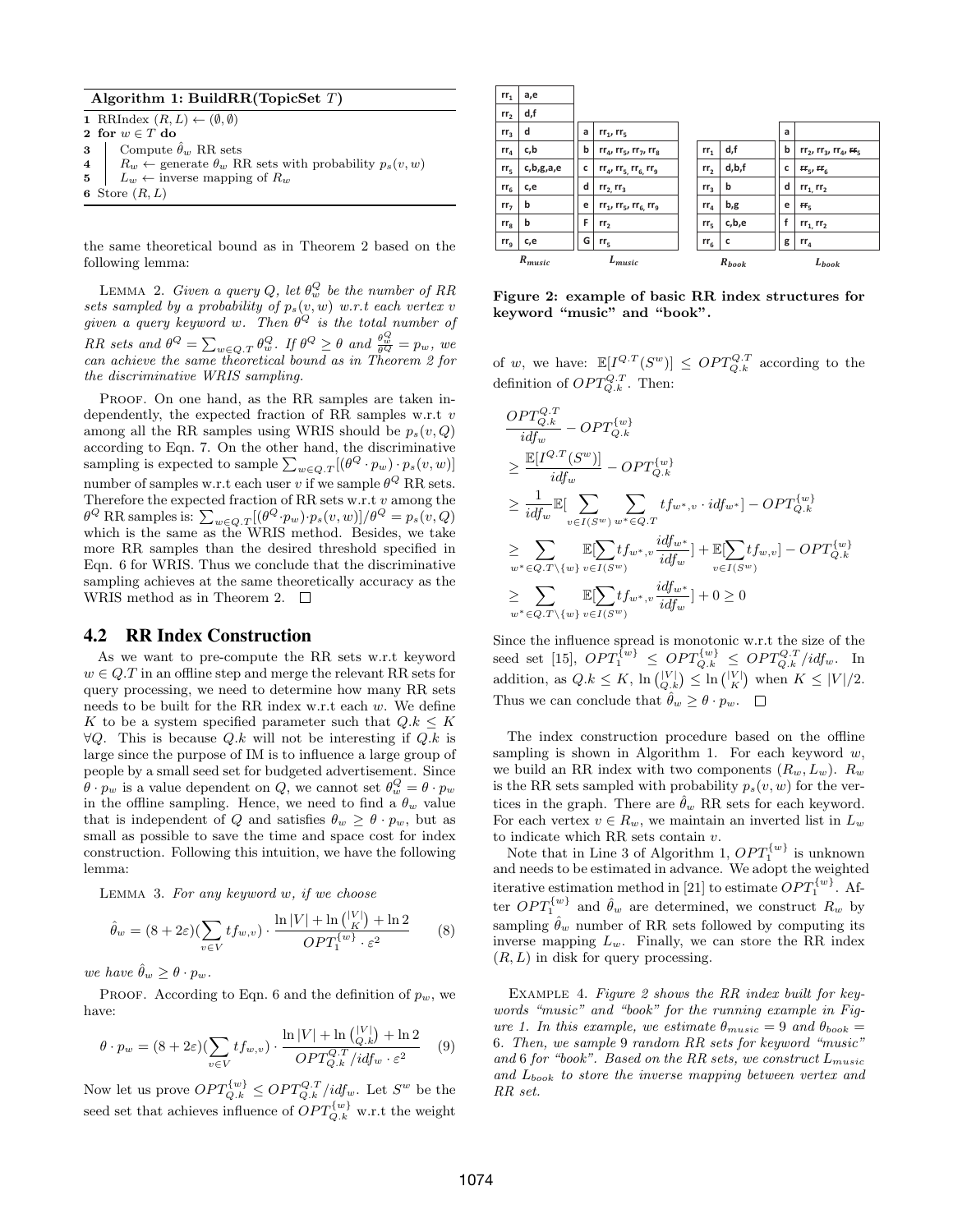**Algorithm 1: BuildRR(TopicSet $T$)**

```
1 RRIndex (R, L) ← (∅, ∅)
2 for w ∈ T do
3     Compute θ̂_w RR sets
4     R_w ← generate θ_w RR sets with probability p_s(v, w)
5     L_w ← inverse mapping of R_w
6 Store (R, L)
```

the same theoretical bound as in Theorem 2 based on the following lemma:

LEMMA 2. *Given a query $Q$, let $\theta_w^Q$ be the number of RR sets sampled by a probability of $p_s(v, w)$ w.r.t each vertex $v$ given a query keyword $w$. Then $\theta^Q$ is the total number of RR sets and $\theta^Q = \sum_{w \in Q.T} \theta_w^Q$. If $\theta^Q \geq \theta$ and $\frac{\theta_w^Q}{\theta^Q} = p_w$, we can achieve the same theoretical bound as in Theorem 2 for the discriminative WRIS sampling.*

PROOF. On one hand, as the RR samples are taken independently, the expected fraction of RR samples w.r.t $v$ among all the RR samples using WRIS should be $p_s(v, Q)$ according to Eqn. 7. On the other hand, the discriminative sampling is expected to sample $\sum_{w \in Q.T}[(\theta^Q \cdot p_w) \cdot p_s(v, w)]$ number of samples w.r.t each user $v$ if we sample $\theta^Q$ RR sets. Therefore the expected fraction of RR sets w.r.t $v$ among the $\theta^Q$ RR samples is: $\sum_{w \in Q.T}[(\theta^Q \cdot p_w) \cdot p_s(v, w)]/\theta^Q = p_s(v, Q)$ which is the same as the WRIS method. Besides, we take more RR samples than the desired threshold specified in Eqn. 6 for WRIS. Thus we conclude that the discriminative sampling achieves at the same theoretically accuracy as the WRIS method as in Theorem 2. □

## 4.2 RR Index Construction

As we want to pre-compute the RR sets w.r.t keyword $w \in Q.T$ in an offline step and merge the relevant RR sets for query processing, we need to determine how many RR sets needs to be built for the RR index w.r.t each $w$. We define $K$ to be a system specified parameter such that $Q.k \leq K$ $\forall Q$. This is because $Q.k$ will not be interesting if $Q.k$ is large since the purpose of IM is to influence a large group of people by a small seed set for budgeted advertisement. Since $\theta \cdot p_w$ is a value dependent on $Q$, we cannot set $\theta_w^Q = \theta \cdot p_w$ in the offline sampling. Hence, we need to find a $\theta_w$ value that is independent of $Q$ and satisfies $\theta_w \geq \theta \cdot p_w$, but as small as possible to save the time and space cost for index construction. Following this intuition, we have the following lemma:

LEMMA 3. *For any keyword $w$, if we choose*

$$\hat{\theta}_w = (8 + 2\varepsilon)(\sum_{v \in V} tf_{w,v}) \cdot \frac{\ln|V| + \ln\binom{|V|}{K} + \ln 2}{OPT_1^{\{w\}} \cdot \varepsilon^2} \quad (8)$$

*we have $\hat{\theta}_w \geq \theta \cdot p_w$.*

PROOF. According to Eqn. 6 and the definition of $p_w$, we have:

$$\theta \cdot p_w = (8 + 2\varepsilon)(\sum_{v \in V} tf_{w,v}) \cdot \frac{\ln|V| + \ln\binom{|V|}{Q.k} + \ln 2}{OPT_{Q.k}^{Q.T}/idf_w \cdot \varepsilon^2} \quad (9)$$

Now let us prove $OPT_{Q.k}^{\{w\}} \leq OPT_{Q.k}^{Q.T}/idf_w$. Let $S^w$ be the seed set that achieves influence of $OPT_{Q.k}^{\{w\}}$ w.r.t the weight of $w$, we have: $\mathbb{E}[I^{Q.T}(S^w)] \leq OPT_{Q.k}^{Q.T}$ according to the definition of $OPT_{Q.k}^{Q.T}$. Then:

$$\begin{aligned}
&\frac{OPT_{Q.k}^{Q.T}}{idf_w} - OPT_{Q.k}^{\{w\}} \\
&\geq \frac{\mathbb{E}[I^{Q.T}(S^w)]}{idf_w} - OPT_{Q.k}^{\{w\}} \\
&\geq \frac{1}{idf_w}\mathbb{E}[\sum_{v \in I(S^w)} \sum_{w^* \in Q.T} tf_{w^*,v} \cdot idf_{w^*}] - OPT_{Q.k}^{\{w\}} \\
&\geq \sum_{w^* \in Q.T \setminus \{w\}} \mathbb{E}[\sum_{v \in I(S^w)} tf_{w^*,v} \frac{idf_{w^*}}{idf_w}] + \mathbb{E}[\sum_{v \in I(S^w)} tf_{w,v}] - OPT_{Q.k}^{\{w\}} \\
&\geq \sum_{w^* \in Q.T \setminus \{w\}} \mathbb{E}[\sum_{v \in I(S^w)} tf_{w^*,v} \frac{idf_{w^*}}{idf_w}] + 0 \geq 0
\end{aligned}$$

Since the influence spread is monotonic w.r.t the size of the seed set [15], $OPT_1^{\{w\}} \leq OPT_{Q.k}^{\{w\}} \leq OPT_{Q.k}^{Q.T}/idf_w$. In addition, as $Q.k \leq K$, $\ln\binom{|V|}{Q.k} \leq \ln\binom{|V|}{K}$ when $K \leq |V|/2$. Thus we can conclude that $\hat{\theta}_w \geq \theta \cdot p_w$. □

| $R_{music}$ | | $L_{music}$ | |
|---|---|---|---|
| $rr_1$ | a,e | a | $rr_1$, $rr_5$ |
| $rr_2$ | d,f | b | $rr_4$, $rr_5$, $rr_7$, $rr_8$ |
| $rr_3$ | d | c | $rr_4$, $rr_5$, $rr_6$, $rr_9$ |
| $rr_4$ | c,b | d | $rr_2$, $rr_3$ |
| $rr_5$ | c,b,g,a,e | e | $rr_1$, $rr_5$, $rr_6$, $rr_9$ |
| $rr_6$ | c,e | F | $rr_2$ |
| $rr_7$ | b | G | $rr_5$ |
| $rr_8$ | b | | |
| $rr_9$ | c,e | | |

| $R_{book}$ | | $L_{book}$ | |
|---|---|---|---|
| $rr_1$ | d,f | a | |
| $rr_2$ | d,b,f | b | $rr_2$, $rr_3$, $rr_4$, ~~$rr_5$~~ |
| $rr_3$ | b | c | ~~$rr_5$~~, ~~$rr_6$~~ |
| $rr_4$ | b,g | d | $rr_1$, $rr_2$ |
| $rr_5$ | c,b,e | e | ~~$rr_5$~~ |
| $rr_6$ | c | f | $rr_1$, $rr_2$ |
| | | g | $rr_4$ |

**Figure 2: example of basic RR index structures for keyword "music" and "book".**

The index construction procedure based on the offline sampling is shown in Algorithm 1. For each keyword $w$, we build an RR index with two components $(R_w, L_w)$. $R_w$ is the RR sets sampled with probability $p_s(v, w)$ for the vertices in the graph. There are $\hat{\theta}_w$ RR sets for each keyword. For each vertex $v \in R_w$, we maintain an inverted list in $L_w$ to indicate which RR sets contain $v$.

Note that in Line 3 of Algorithm 1, $OPT_1^{\{w\}}$ is unknown and needs to be estimated in advance. We adopt the weighted iterative estimation method in [21] to estimate $OPT_1^{\{w\}}$. After $OPT_1^{\{w\}}$ and $\hat{\theta}_w$ are determined, we construct $R_w$ by sampling $\hat{\theta}_w$ number of RR sets followed by computing its inverse mapping $L_w$. Finally, we can store the RR index $(R, L)$ in disk for query processing.

EXAMPLE 4. *Figure 2 shows the RR index built for keywords "music" and "book" for the running example in Figure 1. In this example, we estimate $\theta_{music} = 9$ and $\theta_{book} = 6$. Then, we sample 9 random RR sets for keyword "music" and 6 for "book". Based on the RR sets, we construct $L_{music}$ and $L_{book}$ to store the inverse mapping between vertex and RR set.*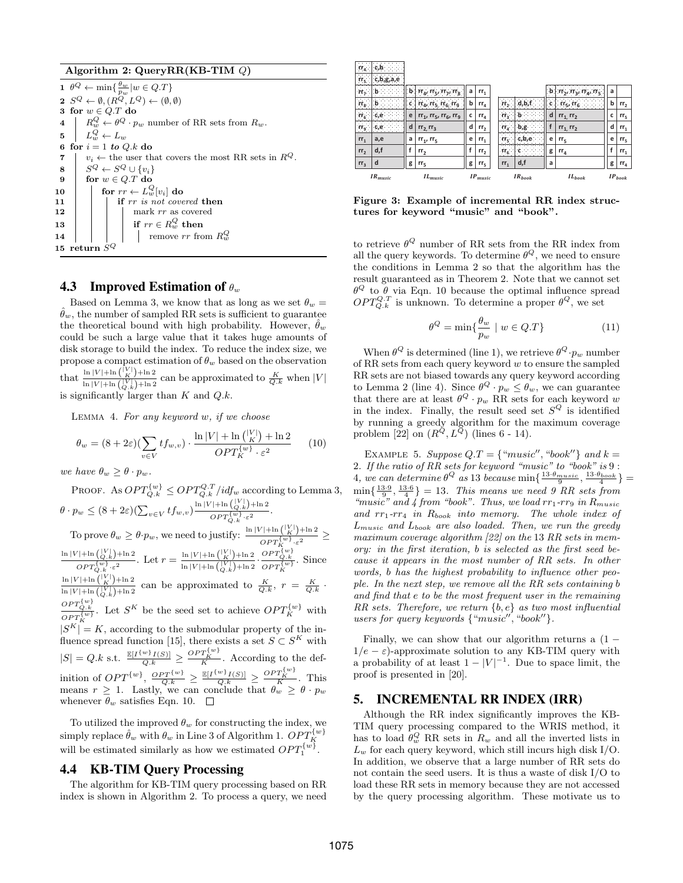**Algorithm 2: QueryRR(KB-TIM $Q$)**

```
1  θ^Q ← min{θ_w / p_w | w ∈ Q.T}
2  S^Q ← ∅, (R^Q, L^Q) ← (∅, ∅)
3  for w ∈ Q.T do
4      R_w^Q ← θ^Q · p_w number of RR sets from R_w.
5      L_w^Q ← L_w
6  for i = 1 to Q.k do
7      v_i ← the user that covers the most RR sets in R^Q.
8      S^Q ← S^Q ∪ {v_i}
9      for w ∈ Q.T do
10         for rr ← L_w^Q[v_i] do
11             if rr is not covered then
12                 mark rr as covered
13                 if rr ∈ R_w^Q then
14                     remove rr from R_w^Q
15 return S^Q
```

## 4.3 Improved Estimation of $\theta_w$

Based on Lemma 3, we know that as long as we set $\theta_w = \hat{\theta}_w$, the number of sampled RR sets is sufficient to guarantee the theoretical bound with high probability. However, $\hat{\theta}_w$ could be such a large value that it takes huge amounts of disk storage to build the index. To reduce the index size, we propose a compact estimation of $\theta_w$ based on the observation that $\frac{\ln|V|+\ln\binom{|V|}{K}+\ln 2}{\ln|V|+\ln\binom{|V|}{Q.k}+\ln 2}$ can be approximated to $\frac{K}{Q.k}$ when $|V|$ is significantly larger than $K$ and $Q.k$.

LEMMA 4. *For any keyword $w$, if we choose*

$$\theta_w = (8+2\varepsilon)\left(\sum_{v\in V} tf_{w,v}\right)\cdot\frac{\ln|V|+\ln\binom{|V|}{K}+\ln 2}{OPT_K^{\{w\}}\cdot\varepsilon^2} \tag{10}$$

*we have $\theta_w \geq \theta\cdot p_w$.*

PROOF. As $OPT_{Q.k}^{\{w\}} \leq OPT_{Q.k}^{Q.T}/idf_w$ according to Lemma 3, $\theta\cdot p_w \leq (8+2\varepsilon)(\sum_{v\in V} tf_{w,v})\frac{\ln|V|+\ln\binom{|V|}{Q.k}+\ln 2}{OPT_{Q.k}^{\{w\}}\cdot\varepsilon^2}$.

To prove $\theta_w \geq \theta\cdot p_w$, we need to justify: $\frac{\ln|V|+\ln\binom{|V|}{K}+\ln 2}{OPT_K^{\{w\}}\cdot\varepsilon^2} \geq \frac{\ln|V|+\ln\binom{|V|}{Q.k}+\ln 2}{OPT_{Q.k}^{\{w\}}\cdot\varepsilon^2}$. Let $r = \frac{\ln|V|+\ln\binom{|V|}{K}+\ln 2}{\ln|V|+\ln\binom{|V|}{Q.k}+\ln 2}\cdot\frac{OPT_{Q.k}^{\{w\}}}{OPT_K^{\{w\}}}$. Since $\frac{\ln|V|+\ln\binom{|V|}{K}+\ln 2}{\ln|V|+\ln\binom{|V|}{Q.k}+\ln 2}$ can be approximated to $\frac{K}{Q.k}$, $r = \frac{K}{Q.k}\cdot\frac{OPT_{Q.k}^{\{w\}}}{OPT_K^{\{w\}}}$. Let $S^K$ be the seed set to achieve $OPT_K^{\{w\}}$ with $|S^K| = K$, according to the submodular property of the influence spread function [15], there exists a set $S\subset S^K$ with $|S| = Q.k$ s.t. $\frac{\mathbb{E}[I^{\{w\}}I(S)]}{Q.k} \geq \frac{OPT_K^{\{w\}}}{K}$. According to the definition of $OPT^{\{w\}}$, $\frac{OPT_{Q.k}^{\{w\}}}{Q.k} \geq \frac{\mathbb{E}[I^{\{w\}}I(S)]}{Q.k} \geq \frac{OPT_K^{\{w\}}}{K}$. This means $r \geq 1$. Lastly, we can conclude that $\theta_w \geq \theta\cdot p_w$ whenever $\theta_w$ satisfies Eqn. 10. □

To utilized the improved $\theta_w$ for constructing the index, we simply replace $\hat{\theta}_w$ with $\theta_w$ in Line 3 of Algorithm 1. $OPT_K^{\{w\}}$ will be estimated similarly as how we estimated $OPT_1^{\{w\}}$.

## 4.4 KB-TIM Query Processing

The algorithm for KB-TIM query processing based on RR index is shown in Algorithm 2. To process a query, we need to retrieve $\theta^Q$ number of RR sets from the RR index from all the query keywords. To determine $\theta^Q$, we need to ensure the conditions in Lemma 2 so that the algorithm has the result guaranteed as in Theorem 2. Note that we cannot set $\theta^Q$ to $\theta$ via Eqn. 10 because the optimal influence spread $OPT_{Q.k}^{Q.T}$ is unknown. To determine a proper $\theta^Q$, we set

$$\theta^Q = \min\left\{\frac{\theta_w}{p_w} \mid w \in Q.T\right\} \tag{11}$$

When $\theta^Q$ is determined (line 1), we retrieve $\theta^Q\cdot p_w$ number of RR sets from each query keyword $w$ to ensure the sampled RR sets are not biased towards any query keyword according to Lemma 2 (line 4). Since $\theta^Q\cdot p_w \leq \theta_w$, we can guarantee that there are at least $\theta^Q\cdot p_w$ RR sets for each keyword $w$ in the index. Finally, the result seed set $S^Q$ is identified by running a greedy algorithm for the maximum coverage problem [22] on $(R^Q, L^Q)$ (lines 6 - 14).

EXAMPLE 5. *Suppose $Q.T = \{$"music", "book"$\}$ and $k = 2$. If the ratio of RR sets for keyword "music" to "book" is $9:4$, we can determine $\theta^Q$ as 13 because $\min\{\frac{13\cdot\theta_{music}}{9}, \frac{13\cdot\theta_{book}}{4}\} = \min\{\frac{13\cdot 9}{9}, \frac{13\cdot 6}{4}\} = 13$. This means we need 9 RR sets from "music" and 4 from "book". Thus, we load $rr_1$-$rr_9$ in $R_{music}$ and $rr_1$-$rr_4$ in $R_{book}$ into memory. The whole index of $L_{music}$ and $L_{book}$ are also loaded. Then, we run the greedy maximum coverage algorithm [22] on the 13 RR sets in memory: in the first iteration, $b$ is selected as the first seed because it appears in the most number of RR sets. In other words, $b$ has the highest probability to influence other people. In the next step, we remove all the RR sets containing $b$ and find that $e$ to be the most frequent user in the remaining RR sets. Therefore, we return $\{b, e\}$ as two most influential users for query keywords $\{$"music", "book"$\}$.*

Finally, we can show that our algorithm returns a $(1 - 1/e - \varepsilon)$-approximate solution to any KB-TIM query with a probability of at least $1 - |V|^{-1}$. Due to space limit, the proof is presented in [20].

**$IR_{music}$**

| | |
|---|---|
| $rr_4$ | c,b |
| $rr_5$ | c,b,g,a,e |
| $rr_7$ | b |
| $rr_8$ | b |
| $rr_6$ | c,e |
| $rr_9$ | c,e |
| $rr_1$ | a,e |
| $rr_2$ | d,f |
| $rr_3$ | d |

**$IL_{music}$**

| | |
|---|---|
| b | $rr_4$, $rr_5$, $rr_7$, $rr_8$ |
| c | $rr_4$, $rr_5$, $rr_6$, $rr_9$ |
| e | $rr_1$, $rr_5$, $rr_6$, $rr_9$ |
| d | $rr_2$, $rr_3$ |
| a | $rr_1$, $rr_5$ |
| f | $rr_2$ |
| g | $rr_5$ |

**$IP_{music}$**

| | |
|---|---|
| a | $rr_1$ |
| b | $rr_4$ |
| c | $rr_4$ |
| d | $rr_2$ |
| e | $rr_1$ |
| f | $rr_2$ |
| g | $rr_5$ |

**$IR_{book}$**

| | |
|---|---|
| $rr_2$ | d,b,f |
| $rr_3$ | b |
| $rr_4$ | b,g |
| $rr_5$ | c,b,e |
| $rr_6$ | c |
| $rr_1$ | d,f |

**$IL_{book}$**

| | |
|---|---|
| b | $rr_2$, $rr_3$, $rr_4$, $rr_5$ |
| c | $rr_5$, $rr_6$ |
| d | $rr_1$, $rr_2$ |
| f | $rr_1$, $rr_2$ |
| e | $rr_5$ |
| g | $rr_4$ |
| a | |

**$IP_{book}$**

| | |
|---|---|
| a | |
| b | $rr_2$ |
| c | $rr_5$ |
| d | $rr_1$ |
| e | $rr_5$ |
| f | $rr_1$ |
| g | $rr_4$ |

**Figure 3: Example of incremental RR index structures for keyword "music" and "book".**

# 5. INCREMENTAL RR INDEX (IRR)

Although the RR index significantly improves the KB-TIM query processing compared to the WRIS method, it has to load $\theta_w^Q$ RR sets in $R_w$ and all the inverted lists in $L_w$ for each query keyword, which still incurs high disk I/O. In addition, we observe that a large number of RR sets do not contain the seed users. It is thus a waste of disk I/O to load these RR sets in memory because they are not accessed by the query processing algorithm. These motivate us to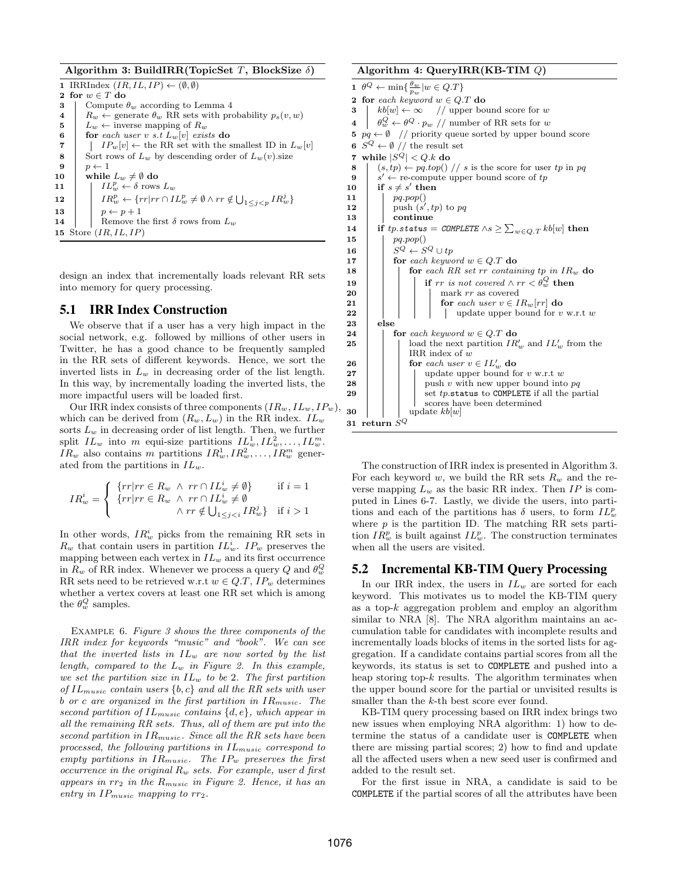**Algorithm 3: BuildIRR(TopicSet $T$, BlockSize $\delta$)**

```
1  IRRIndex (IR, IL, IP) ← (∅, ∅)
2  for w ∈ T do
3      Compute θ_w according to Lemma 4
4      R_w ← generate θ_w RR sets with probability p_s(v, w)
5      L_w ← inverse mapping of R_w
6      for each user v s.t L_w[v] exists do
7          IP_w[v] ← the RR set with the smallest ID in L_w[v]
8      Sort rows of L_w by descending order of L_w(v).size
9      p ← 1
10     while L_w ≠ ∅ do
11         IL_w^p ← δ rows L_w
12         IR_w^p ← {rr | rr ∩ IL_w^p ≠ ∅ ∧ rr ∉ ⋃_{1≤j<p} IR_w^j}
13         p ← p + 1
14         Remove the first δ rows from L_w
15 Store (IR, IL, IP)
```

design an index that incrementally loads relevant RR sets into memory for query processing.

## 5.1 IRR Index Construction

We observe that if a user has a very high impact in the social network, e.g. followed by millions of other users in Twitter, he has a good chance to be frequently sampled in the RR sets of different keywords. Hence, we sort the inverted lists in $L_w$ in decreasing order of the list length. In this way, by incrementally loading the inverted lists, the more impactful users will be loaded first.

Our IRR index consists of three components $(IR_w, IL_w, IP_w)$, which can be derived from $(R_w, L_w)$ in the RR index. $IL_w$ sorts $L_w$ in decreasing order of list length. Then, we further split $IL_w$ into $m$ equi-size partitions $IL_w^1, IL_w^2, \ldots, IL_w^m$. $IR_w$ also contains $m$ partitions $IR_w^1, IR_w^2, \ldots, IR_w^m$ generated from the partitions in $IL_w$.

$$IR_w^i = \begin{cases} \{rr | rr \in R_w \ \wedge \ rr \cap IL_w^i \neq \emptyset\} & \text{if } i = 1 \\ \{rr | rr \in R_w \ \wedge \ rr \cap IL_w^i \neq \emptyset & \\ \qquad \wedge \ rr \notin \bigcup_{1 \le j < i} IR_w^j\} & \text{if } i > 1 \end{cases}$$

In other words, $IR_w^i$ picks from the remaining RR sets in $R_w$ that contain users in partition $IL_w^i$. $IP_w$ preserves the mapping between each vertex in $IL_w$ and its first occurrence in $R_w$ of RR index. Whenever we process a query $Q$ and $\theta_w^Q$ RR sets need to be retrieved w.r.t $w \in Q.T$, $IP_w$ determines whether a vertex covers at least one RR set which is among the $\theta_w^Q$ samples.

Example 6. *Figure 3 shows the three components of the IRR index for keywords "music" and "book". We can see that the inverted lists in $IL_w$ are now sorted by the list length, compared to the $L_w$ in Figure 2. In this example, we set the partition size in $IL_w$ to be 2. The first partition of $IL_{music}$ contain users $\{b, c\}$ and all the RR sets with user $b$ or $c$ are organized in the first partition in $IR_{music}$. The second partition of $IL_{music}$ contains $\{d, e\}$, which appear in all the remaining RR sets. Thus, all of them are put into the second partition in $IR_{music}$. Since all the RR sets have been processed, the following partitions in $IL_{music}$ correspond to empty partitions in $IR_{music}$. The $IP_w$ preserves the first occurrence in the original $R_w$ sets. For example, user $d$ first appears in $rr_2$ in the $R_{music}$ in Figure 2. Hence, it has an entry in $IP_{music}$ mapping to $rr_2$.*

**Algorithm 4: QueryIRR(KB-TIM $Q$)**

```
1  θ^Q ← min{θ_w / p_w | w ∈ Q.T}
2  for each keyword w ∈ Q.T do
3      kb[w] ← ∞    // upper bound score for w
4      θ_w^Q ← θ^Q · p_w  // number of RR sets for w
5  pq ← ∅  // priority queue sorted by upper bound score
6  S^Q ← ∅  // the result set
7  while |S^Q| < Q.k do
8      (s, tp) ← pq.top()  // s is the score for user tp in pq
9      s' ← re-compute upper bound score of tp
10     if s ≠ s' then
11         pq.pop()
12         push (s', tp) to pq
13         continue
14     if tp.status = COMPLETE ∧ s ≥ Σ_{w∈Q.T} kb[w] then
15         pq.pop()
16         S^Q ← S^Q ∪ tp
17         for each keyword w ∈ Q.T do
18             for each RR set rr containing tp in IR_w do
19                 if rr is not covered ∧ rr < θ_w^Q then
20                     mark rr as covered
21                     for each user v ∈ IR_w[rr] do
22                         update upper bound for v w.r.t w
23     else
24         for each keyword w ∈ Q.T do
25             load the next partition IR'_w and IL'_w from the
               IRR index of w
26             for each user v ∈ IL'_w do
27                 update upper bound for v w.r.t w
28                 push v with new upper bound into pq
29                 set tp.status to COMPLETE if all the partial
                   scores have been determined
30             update kb[w]
31 return S^Q
```

The construction of IRR index is presented in Algorithm 3. For each keyword $w$, we build the RR sets $R_w$ and the reverse mapping $L_w$ as the basic RR index. Then $IP$ is computed in Lines 6-7. Lastly, we divide the users, into partitions and each of the partitions has $\delta$ users, to form $IL_w^p$ where $p$ is the partition ID. The matching RR sets partition $IR_w^p$ is built against $IL_w^p$. The construction terminates when all the users are visited.

## 5.2 Incremental KB-TIM Query Processing

In our IRR index, the users in $IL_w$ are sorted for each keyword. This motivates us to model the KB-TIM query as a top-$k$ aggregation problem and employ an algorithm similar to NRA [8]. The NRA algorithm maintains an accumulation table for candidates with incomplete results and incrementally loads blocks of items in the sorted lists for aggregation. If a candidate contains partial scores from all the keywords, its status is set to COMPLETE and pushed into a heap storing top-$k$ results. The algorithm terminates when the upper bound score for the partial or unvisited results is smaller than the $k$-th best score ever found.

KB-TIM query processing based on IRR index brings two new issues when employing NRA algorithm: 1) how to determine the status of a candidate user is COMPLETE when there are missing partial scores; 2) how to find and update all the affected users when a new seed user is confirmed and added to the result set.

For the first issue in NRA, a candidate is said to be COMPLETE if the partial scores of all the attributes have been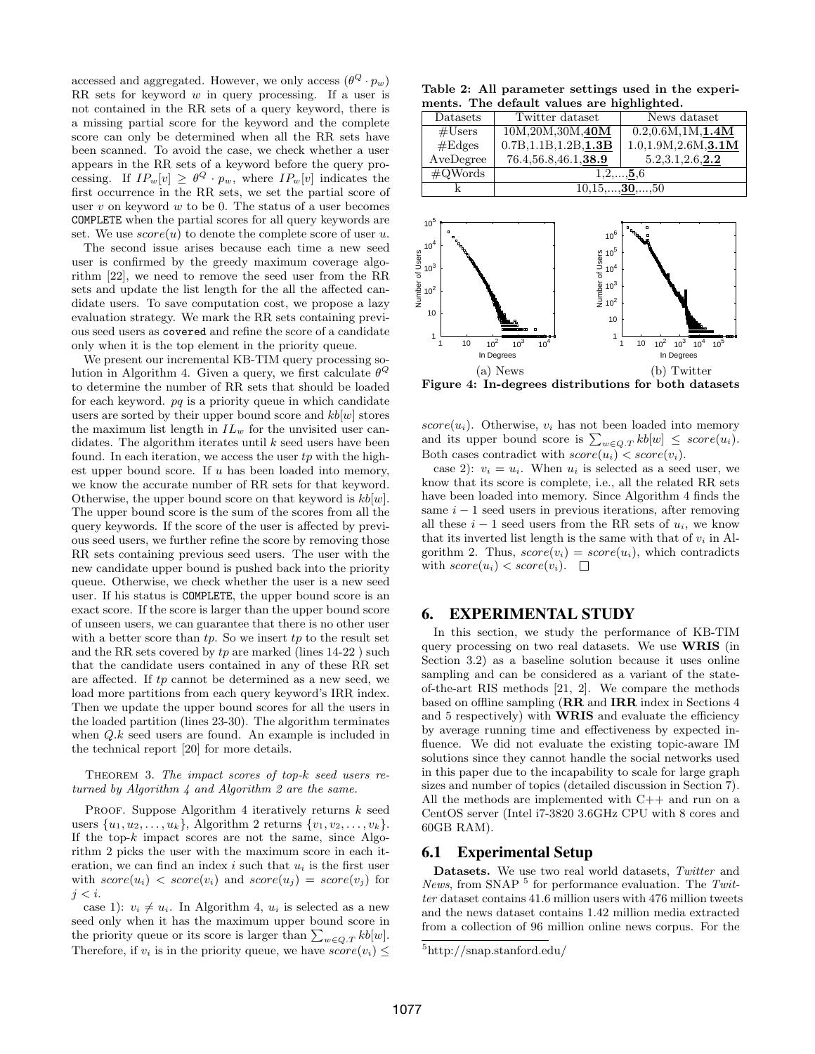accessed and aggregated. However, we only access $(\theta^Q \cdot p_w)$ RR sets for keyword $w$ in query processing. If a user is not contained in the RR sets of a query keyword, there is a missing partial score for the keyword and the complete score can only be determined when all the RR sets have been scanned. To avoid the case, we check whether a user appears in the RR sets of a keyword before the query processing. If $IP_w[v] \geq \theta^Q \cdot p_w$, where $IP_w[v]$ indicates the first occurrence in the RR sets, we set the partial score of user $v$ on keyword $w$ to be 0. The status of a user becomes `COMPLETE` when the partial scores for all query keywords are set. We use $score(u)$ to denote the complete score of user $u$.

The second issue arises because each time a new seed user is confirmed by the greedy maximum coverage algorithm [22], we need to remove the seed user from the RR sets and update the list length for the all the affected candidate users. To save computation cost, we propose a lazy evaluation strategy. We mark the RR sets containing previous seed users as `covered` and refine the score of a candidate only when it is the top element in the priority queue.

We present our incremental KB-TIM query processing solution in Algorithm 4. Given a query, we first calculate $\theta^Q$ to determine the number of RR sets that should be loaded for each keyword. $pq$ is a priority queue in which candidate users are sorted by their upper bound score and $kb[w]$ stores the maximum list length in $IL_w$ for the unvisited user candidates. The algorithm iterates until $k$ seed users have been found. In each iteration, we access the user $tp$ with the highest upper bound score. If $u$ has been loaded into memory, we know the accurate number of RR sets for that keyword. Otherwise, the upper bound score on that keyword is $kb[w]$. The upper bound score is the sum of the scores from all the query keywords. If the score of the user is affected by previous seed users, we further refine the score by removing those RR sets containing previous seed users. The user with the new candidate upper bound is pushed back into the priority queue. Otherwise, we check whether the user is a new seed user. If his status is `COMPLETE`, the upper bound score is an exact score. If the score is larger than the upper bound score of unseen users, we can guarantee that there is no other user with a better score than $tp$. So we insert $tp$ to the result set and the RR sets covered by $tp$ are marked (lines 14-22 ) such that the candidate users contained in any of these RR set are affected. If $tp$ cannot be determined as a new seed, we load more partitions from each query keyword's IRR index. Then we update the upper bound scores for all the users in the loaded partition (lines 23-30). The algorithm terminates when $Q.k$ seed users are found. An example is included in the technical report [20] for more details.

THEOREM 3. *The impact scores of top-k seed users returned by Algorithm 4 and Algorithm 2 are the same.*

PROOF. Suppose Algorithm 4 iteratively returns $k$ seed users $\{u_1, u_2, \ldots, u_k\}$, Algorithm 2 returns $\{v_1, v_2, \ldots, v_k\}$. If the top-$k$ impact scores are not the same, since Algorithm 2 picks the user with the maximum score in each iteration, we can find an index $i$ such that $u_i$ is the first user with $score(u_i) < score(v_i)$ and $score(u_j) = score(v_j)$ for $j < i$.

case 1): $v_i \neq u_i$. In Algorithm 4, $u_i$ is selected as a new seed only when it has the maximum upper bound score in the priority queue or its score is larger than $\sum_{w \in Q.T} kb[w]$. Therefore, if $v_i$ is in the priority queue, we have $score(v_i) \leq score(u_i)$. Otherwise, $v_i$ has not been loaded into memory and its upper bound score is $\sum_{w \in Q.T} kb[w] \leq score(u_i)$. Both cases contradict with $score(u_i) < score(v_i)$.

case 2): $v_i = u_i$. When $u_i$ is selected as a seed user, we know that its score is complete, i.e., all the related RR sets have been loaded into memory. Since Algorithm 4 finds the same $i-1$ seed users in previous iterations, after removing all these $i-1$ seed users from the RR sets of $u_i$, we know that its inverted list length is the same with that of $v_i$ in Algorithm 2. Thus, $score(v_i) = score(u_i)$, which contradicts with $score(u_i) < score(v_i)$. $\square$

**Table 2: All parameter settings used in the experiments. The default values are highlighted.**

| Datasets | Twitter dataset | News dataset |
|---|---|---|
| #Users | 10M,20M,30M,**40M** | 0.2,0.6M,1M,**1.4M** |
| #Edges | 0.7B,1.1B,1.2B,**1.3B** | 1.0,1.9M,2.6M,**3.1M** |
| AveDegree | 76.4,56.8,46.1,**38.9** | 5.2,3.1,2.6,**2.2** |
| #QWords | 1,2,...,**5**,6 | |
| k | 10,15,...,**30**,...,50 | |

(a) News (b) Twitter

Figure 4: In-degrees distributions for both datasets

## 6. EXPERIMENTAL STUDY

In this section, we study the performance of KB-TIM query processing on two real datasets. We use **WRIS** (in Section 3.2) as a baseline solution because it uses online sampling and can be considered as a variant of the state-of-the-art RIS methods [21, 2]. We compare the methods based on offline sampling (**RR** and **IRR** index in Sections 4 and 5 respectively) with **WRIS** and evaluate the efficiency by average running time and effectiveness by expected influence. We did not evaluate the existing topic-aware IM solutions since they cannot handle the social networks used in this paper due to the incapability to scale for large graph sizes and number of topics (detailed discussion in Section 7). All the methods are implemented with C++ and run on a CentOS server (Intel i7-3820 3.6GHz CPU with 8 cores and 60GB RAM).

### 6.1 Experimental Setup

**Datasets.** We use two real world datasets, *Twitter* and *News*, from SNAP [5] for performance evaluation. The *Twitter* dataset contains 41.6 million users with 476 million tweets and the news dataset contains 1.42 million media extracted from a collection of 96 million online news corpus. For the

[5] http://snap.stanford.edu/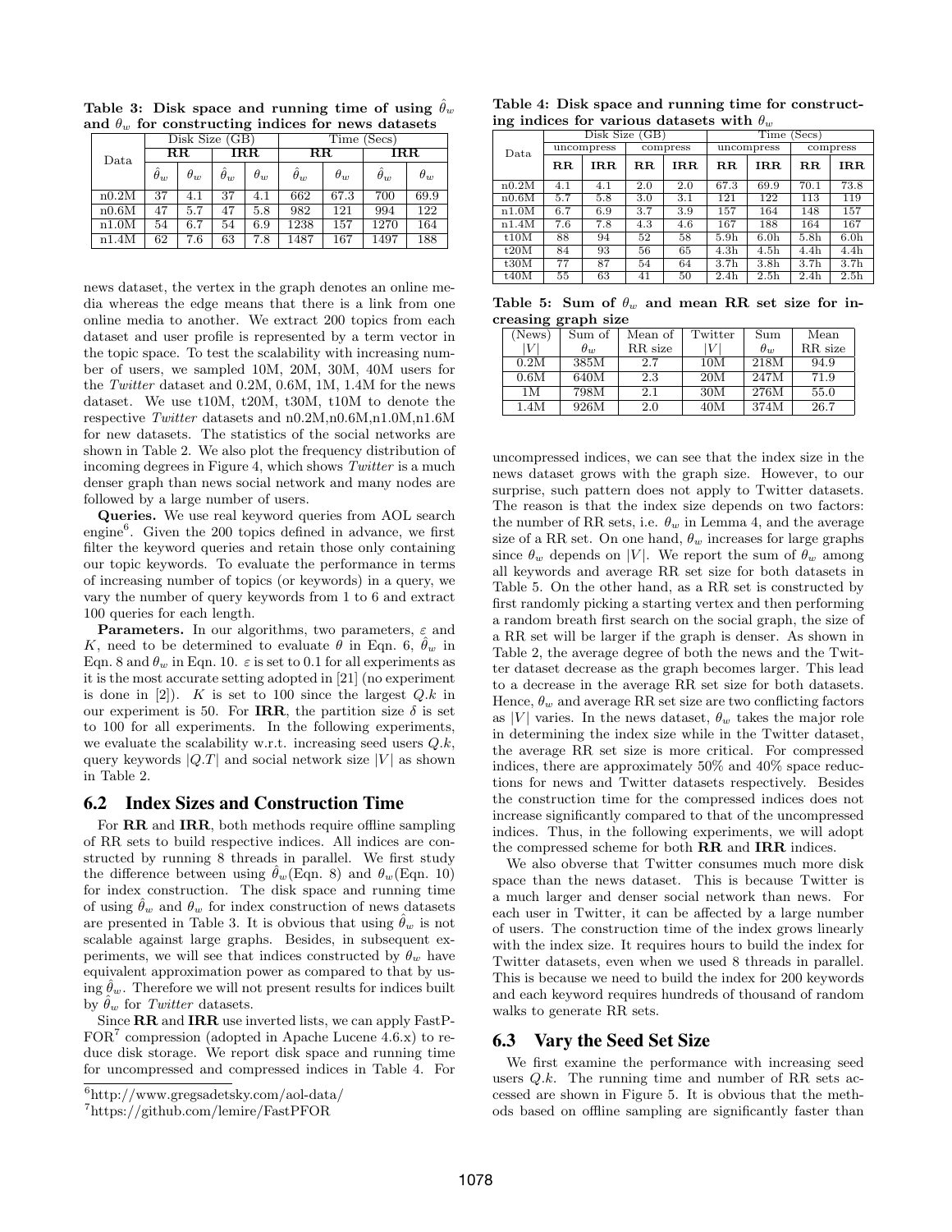Table 3: Disk space and running time of using $\hat{\theta}_w$ and $\theta_w$ for constructing indices for news datasets

| Data | Disk Size (GB) | | | | Time (Secs) | | | |
|---|---|---|---|---|---|---|---|---|
| | **RR** | | **IRR** | | **RR** | | **IRR** | |
| | $\hat{\theta}_w$ | $\theta_w$ | $\hat{\theta}_w$ | $\theta_w$ | $\hat{\theta}_w$ | $\theta_w$ | $\hat{\theta}_w$ | $\theta_w$ |
| n0.2M | 37 | 4.1 | 37 | 4.1 | 662 | 67.3 | 700 | 69.9 |
| n0.6M | 47 | 5.7 | 47 | 5.8 | 982 | 121 | 994 | 122 |
| n1.0M | 54 | 6.7 | 54 | 6.9 | 1238 | 157 | 1270 | 164 |
| n1.4M | 62 | 7.6 | 63 | 7.8 | 1487 | 167 | 1497 | 188 |

news dataset, the vertex in the graph denotes an online media whereas the edge means that there is a link from one online media to another. We extract 200 topics from each dataset and user profile is represented by a term vector in the topic space. To test the scalability with increasing number of users, we sampled 10M, 20M, 30M, 40M users for the *Twitter* dataset and 0.2M, 0.6M, 1M, 1.4M for the news dataset. We use t10M, t20M, t30M, t10M to denote the respective *Twitter* datasets and n0.2M,n0.6M,n1.0M,n1.6M for new datasets. The statistics of the social networks are shown in Table 2. We also plot the frequency distribution of incoming degrees in Figure 4, which shows *Twitter* is a much denser graph than news social network and many nodes are followed by a large number of users.

**Queries.** We use real keyword queries from AOL search engine[6]. Given the 200 topics defined in advance, we first filter the keyword queries and retain those only containing our topic keywords. To evaluate the performance in terms of increasing number of topics (or keywords) in a query, we vary the number of query keywords from 1 to 6 and extract 100 queries for each length.

**Parameters.** In our algorithms, two parameters, $\varepsilon$ and $K$, need to be determined to evaluate $\theta$ in Eqn. 6, $\hat{\theta}_w$ in Eqn. 8 and $\theta_w$ in Eqn. 10. $\varepsilon$ is set to 0.1 for all experiments as it is the most accurate setting adopted in [21] (no experiment is done in [2]). $K$ is set to 100 since the largest $Q.k$ in our experiment is 50. For **IRR**, the partition size $\delta$ is set to 100 for all experiments. In the following experiments, we evaluate the scalability w.r.t. increasing seed users $Q.k$, query keywords $|Q.T|$ and social network size $|V|$ as shown in Table 2.

## 6.2 Index Sizes and Construction Time

For **RR** and **IRR**, both methods require offline sampling of RR sets to build respective indices. All indices are constructed by running 8 threads in parallel. We first study the difference between using $\hat{\theta}_w$(Eqn. 8) and $\theta_w$(Eqn. 10) for index construction. The disk space and running time of using $\hat{\theta}_w$ and $\theta_w$ for index construction of news datasets are presented in Table 3. It is obvious that using $\hat{\theta}_w$ is not scalable against large graphs. Besides, in subsequent experiments, we will see that indices constructed by $\theta_w$ have equivalent approximation power as compared to that by using $\hat{\theta}_w$. Therefore we will not present results for indices built by $\hat{\theta}_w$ for *Twitter* datasets.

Since **RR** and **IRR** use inverted lists, we can apply FastPFOR[7] compression (adopted in Apache Lucene 4.6.x) to reduce disk storage. We report disk space and running time for uncompressed and compressed indices in Table 4. For uncompressed indices, we can see that the index size in the news dataset grows with the graph size. However, to our surprise, such pattern does not apply to Twitter datasets. The reason is that the index size depends on two factors: the number of RR sets, i.e. $\theta_w$ in Lemma 4, and the average size of a RR set. On one hand, $\theta_w$ increases for large graphs since $\theta_w$ depends on $|V|$. We report the sum of $\theta_w$ among all keywords and average RR set size for both datasets in Table 5. On the other hand, as a RR set is constructed by first randomly picking a starting vertex and then performing a random breath first search on the social graph, the size of a RR set will be larger if the graph is denser. As shown in Table 2, the average degree of both the news and the Twitter dataset decrease as the graph becomes larger. This lead to a decrease in the average RR set size for both datasets. Hence, $\theta_w$ and average RR set size are two conflicting factors as $|V|$ varies. In the news dataset, $\theta_w$ takes the major role in determining the index size while in the Twitter dataset, the average RR set size is more critical. For compressed indices, there are approximately 50% and 40% space reductions for news and Twitter datasets respectively. Besides the construction time for the compressed indices does not increase significantly compared to that of the uncompressed indices. Thus, in the following experiments, we will adopt the compressed scheme for both **RR** and **IRR** indices.

Table 4: Disk space and running time for constructing indices for various datasets with $\theta_w$

| Data | Disk Size (GB) | | | | Time (Secs) | | | |
|---|---|---|---|---|---|---|---|---|
| | uncompress | | compress | | uncompress | | compress | |
| | **RR** | **IRR** | **RR** | **IRR** | **RR** | **IRR** | **RR** | **IRR** |
| n0.2M | 4.1 | 4.1 | 2.0 | 2.0 | 67.3 | 69.9 | 70.1 | 73.8 |
| n0.6M | 5.7 | 5.8 | 3.0 | 3.1 | 121 | 122 | 113 | 119 |
| n1.0M | 6.7 | 6.9 | 3.7 | 3.9 | 157 | 164 | 148 | 157 |
| n1.4M | 7.6 | 7.8 | 4.3 | 4.6 | 167 | 188 | 164 | 167 |
| t10M | 88 | 94 | 52 | 58 | 5.9h | 6.0h | 5.8h | 6.0h |
| t20M | 84 | 93 | 56 | 65 | 4.3h | 4.5h | 4.4h | 4.4h |
| t30M | 77 | 87 | 54 | 64 | 3.7h | 3.8h | 3.7h | 3.7h |
| t40M | 55 | 63 | 41 | 50 | 2.4h | 2.5h | 2.4h | 2.5h |

Table 5: Sum of $\theta_w$ and mean RR set size for increasing graph size

| (News) $\lvert V \rvert$ | Sum of $\theta_w$ | Mean of RR size | Twitter $\lvert V \rvert$ | Sum $\theta_w$ | Mean RR size |
|---|---|---|---|---|---|
| 0.2M | 385M | 2.7 | 10M | 218M | 94.9 |
| 0.6M | 640M | 2.3 | 20M | 247M | 71.9 |
| 1M | 798M | 2.1 | 30M | 276M | 55.0 |
| 1.4M | 926M | 2.0 | 40M | 374M | 26.7 |

We also obverse that Twitter consumes much more disk space than the news dataset. This is because Twitter is a much larger and denser social network than news. For each user in Twitter, it can be affected by a large number of users. The construction time of the index grows linearly with the index size. It requires hours to build the index for Twitter datasets, even when we used 8 threads in parallel. This is because we need to build the index for 200 keywords and each keyword requires hundreds of thousand of random walks to generate RR sets.

## 6.3 Vary the Seed Set Size

We first examine the performance with increasing seed users $Q.k$. The running time and number of RR sets accessed are shown in Figure 5. It is obvious that the methods based on offline sampling are significantly faster than

[6]http://www.gregsadetsky.com/aol-data/

[7]https://github.com/lemire/FastPFOR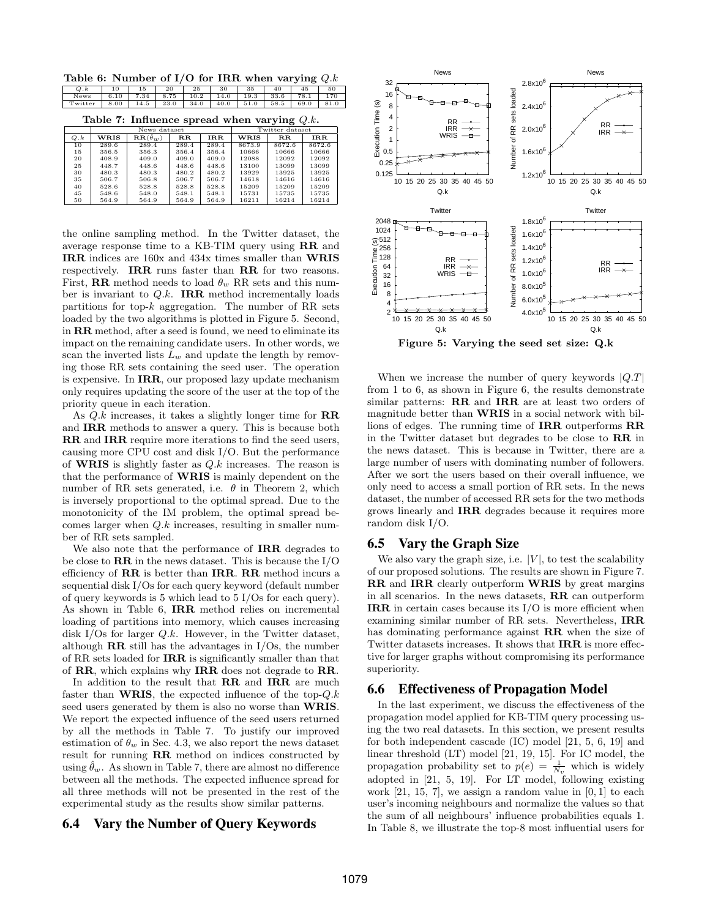**Table 6: Number of I/O for IRR when varying $Q.k$**

| $Q.k$ | 10 | 15 | 20 | 25 | 30 | 35 | 40 | 45 | 50 |
|---|---|---|---|---|---|---|---|---|---|
| News | 6.10 | 7.34 | 8.75 | 10.2 | 14.0 | 19.3 | 33.6 | 78.1 | 170 |
| Twitter | 8.00 | 14.5 | 23.0 | 34.0 | 40.0 | 51.0 | 58.5 | 69.0 | 81.0 |

**Table 7: Influence spread when varying $Q.k$.**

| | News dataset | | | | Twitter dataset | | |
|---|---|---|---|---|---|---|---|
| $Q.k$ | **WRIS** | **RR**($\hat{\theta}_w$) | **RR** | **IRR** | **WRIS** | **RR** | **IRR** |
| 10 | 289.6 | 289.4 | 289.4 | 289.4 | 8673.9 | 8672.6 | 8672.6 |
| 15 | 356.5 | 356.3 | 356.4 | 356.4 | 10666 | 10666 | 10666 |
| 20 | 408.9 | 409.0 | 409.0 | 409.0 | 12088 | 12092 | 12092 |
| 25 | 448.7 | 448.6 | 448.6 | 448.6 | 13100 | 13099 | 13099 |
| 30 | 480.3 | 480.3 | 480.2 | 480.2 | 13929 | 13925 | 13925 |
| 35 | 506.7 | 506.8 | 506.7 | 506.7 | 14618 | 14616 | 14616 |
| 40 | 528.6 | 528.8 | 528.8 | 528.8 | 15209 | 15209 | 15209 |
| 45 | 548.6 | 548.0 | 548.1 | 548.1 | 15731 | 15735 | 15735 |
| 50 | 564.9 | 564.9 | 564.9 | 564.9 | 16211 | 16214 | 16214 |

the online sampling method. In the Twitter dataset, the average response time to a KB-TIM query using **RR** and **IRR** indices are 160x and 434x times smaller than **WRIS** respectively. **IRR** runs faster than **RR** for two reasons. First, **RR** method needs to load $\theta_w$ RR sets and this number is invariant to $Q.k$. **IRR** method incrementally loads partitions for top-$k$ aggregation. The number of RR sets loaded by the two algorithms is plotted in Figure 5. Second, in **RR** method, after a seed is found, we need to eliminate its impact on the remaining candidate users. In other words, we scan the inverted lists $L_w$ and update the length by removing those RR sets containing the seed user. The operation is expensive. In **IRR**, our proposed lazy update mechanism only requires updating the score of the user at the top of the priority queue in each iteration.

As $Q.k$ increases, it takes a slightly longer time for **RR** and **IRR** methods to answer a query. This is because both **RR** and **IRR** require more iterations to find the seed users, causing more CPU cost and disk I/O. But the performance of **WRIS** is slightly faster as $Q.k$ increases. The reason is that the performance of **WRIS** is mainly dependent on the number of RR sets generated, i.e. $\theta$ in Theorem 2, which is inversely proportional to the optimal spread. Due to the monotonicity of the IM problem, the optimal spread becomes larger when $Q.k$ increases, resulting in smaller number of RR sets sampled.

We also note that the performance of **IRR** degrades to be close to **RR** in the news dataset. This is because the I/O efficiency of **RR** is better than **IRR**. **RR** method incurs a sequential disk I/Os for each query keyword (default number of query keywords is 5 which lead to 5 I/Os for each query). As shown in Table 6, **IRR** method relies on incremental loading of partitions into memory, which causes increasing disk I/Os for larger $Q.k$. However, in the Twitter dataset, although **RR** still has the advantages in I/Os, the number of RR sets loaded for **IRR** is significantly smaller than that of **RR**, which explains why **IRR** does not degrade to **RR**.

In addition to the result that **RR** and **IRR** are much faster than **WRIS**, the expected influence of the top-$Q.k$ seed users generated by them is also no worse than **WRIS**. We report the expected influence of the seed users returned by all the methods in Table 7. To justify our improved estimation of $\theta_w$ in Sec. 4.3, we also report the news dataset result for running **RR** method on indices constructed by using $\hat{\theta}_w$. As shown in Table 7, there are almost no difference between all the methods. The expected influence spread for all three methods will not be presented in the rest of the experimental study as the results show similar patterns.

## 6.4 Vary the Number of Query Keywords

Figure 5: Varying the seed set size: Q.k

When we increase the number of query keywords $|Q.T|$ from 1 to 6, as shown in Figure 6, the results demonstrate similar patterns: **RR** and **IRR** are at least two orders of magnitude better than **WRIS** in a social network with billions of edges. The running time of **IRR** outperforms **RR** in the Twitter dataset but degrades to be close to **RR** in the news dataset. This is because in Twitter, there are a large number of users with dominating number of followers. After we sort the users based on their overall influence, we only need to access a small portion of RR sets. In the news dataset, the number of accessed RR sets for the two methods grows linearly and **IRR** degrades because it requires more random disk I/O.

## 6.5 Vary the Graph Size

We also vary the graph size, i.e. $|V|$, to test the scalability of our proposed solutions. The results are shown in Figure 7. **RR** and **IRR** clearly outperform **WRIS** by great margins in all scenarios. In the news datasets, **RR** can outperform **IRR** in certain cases because its I/O is more efficient when examining similar number of RR sets. Nevertheless, **IRR** has dominating performance against **RR** when the size of Twitter datasets increases. It shows that **IRR** is more effective for larger graphs without compromising its performance superiority.

## 6.6 Effectiveness of Propagation Model

In the last experiment, we discuss the effectiveness of the propagation model applied for KB-TIM query processing using the two real datasets. In this section, we present results for both independent cascade (IC) model [21, 5, 6, 19] and linear threshold (LT) model [21, 19, 15]. For IC model, the propagation probability set to $p(e) = \frac{1}{N_v}$ which is widely adopted in [21, 5, 19]. For LT model, following existing work [21, 15, 7], we assign a random value in $[0, 1]$ to each user's incoming neighbours and normalize the values so that the sum of all neighbours' influence probabilities equals 1. In Table 8, we illustrate the top-8 most influential users for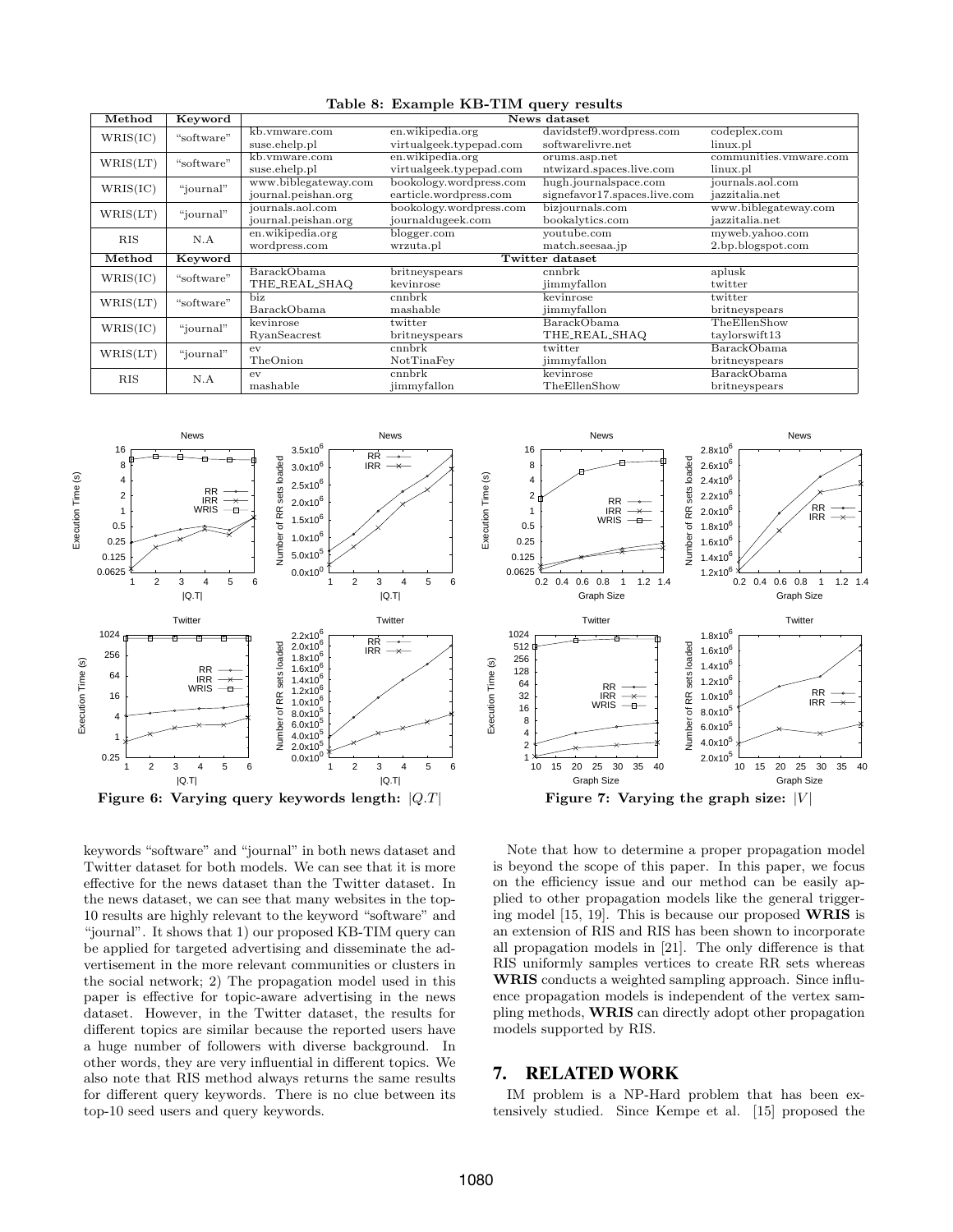**Table 8: Example KB-TIM query results**

| Method | Keyword | News dataset | | | |
|---|---|---|---|---|---|
| WRIS(IC) | "software" | kb.vmware.com<br>suse.ehelp.pl | en.wikipedia.org<br>virtualgeek.typepad.com | davidstef9.wordpress.com<br>softwarelivre.net | codeplex.com<br>linux.pl |
| WRIS(LT) | "software" | kb.vmware.com<br>suse.ehelp.pl | en.wikipedia.org<br>virtualgeek.typepad.com | orums.asp.net<br>ntwizard.spaces.live.com | communities.vmware.com<br>linux.pl |
| WRIS(IC) | "journal" | www.biblegateway.com<br>journal.peishan.org | bookology.wordpress.com<br>earticle.wordpress.com | hugh.journalspace.com<br>signefavor17.spaces.live.com | journals.aol.com<br>jazzitalia.net |
| WRIS(LT) | "journal" | journals.aol.com<br>journal.peishan.org | bookology.wordpress.com<br>journaldugeek.com | bizjournals.com<br>bookalytics.com | www.biblegateway.com<br>jazzitalia.net |
| RIS | N.A | en.wikipedia.org<br>wordpress.com | blogger.com<br>wrzuta.pl | youtube.com<br>match.seesaa.jp | myweb.yahoo.com<br>2.bp.blogspot.com |
| **Method** | **Keyword** | **Twitter dataset** | | | |
| WRIS(IC) | "software" | BarackObama<br>THE_REAL_SHAQ | britneyspears<br>kevinrose | cnnbrk<br>jimmyfallon | aplusk<br>twitter |
| WRIS(LT) | "software" | biz<br>BarackObama | cnnbrk<br>mashable | kevinrose<br>jimmyfallon | twitter<br>britneyspears |
| WRIS(IC) | "journal" | kevinrose<br>RyanSeacrest | twitter<br>britneyspears | BarackObama<br>THE_REAL_SHAQ | TheEllenShow<br>taylorswift13 |
| WRIS(LT) | "journal" | ev<br>TheOnion | cnnbrk<br>NotTinaFey | twitter<br>jimmyfallon | BarackObama<br>britneyspears |
| RIS | N.A | ev<br>mashable | cnnbrk<br>jimmyfallon | kevinrose<br>TheEllenShow | BarackObama<br>britneyspears |

**Figure 6: Varying query keywords length: $|Q.T|$**

**Figure 7: Varying the graph size: $|V|$**

keywords "software" and "journal" in both news dataset and Twitter dataset for both models. We can see that it is more effective for the news dataset than the Twitter dataset. In the news dataset, we can see that many websites in the top-10 results are highly relevant to the keyword "software" and "journal". It shows that 1) our proposed KB-TIM query can be applied for targeted advertising and disseminate the advertisement in the more relevant communities or clusters in the social network; 2) The propagation model used in this paper is effective for topic-aware advertising in the news dataset. However, in the Twitter dataset, the results for different topics are similar because the reported users have a huge number of followers with diverse background. In other words, they are very influential in different topics. We also note that RIS method always returns the same results for different query keywords. There is no clue between its top-10 seed users and query keywords.

Note that how to determine a proper propagation model is beyond the scope of this paper. In this paper, we focus on the efficiency issue and our method can be easily applied to other propagation models like the general triggering model [15, 19]. This is because our proposed **WRIS** is an extension of RIS and RIS has been shown to incorporate all propagation models in [21]. The only difference is that RIS uniformly samples vertices to create RR sets whereas **WRIS** conducts a weighted sampling approach. Since influence propagation models is independent of the vertex sampling methods, **WRIS** can directly adopt other propagation models supported by RIS.

## 7. RELATED WORK

IM problem is a NP-Hard problem that has been extensively studied. Since Kempe et al. [15] proposed the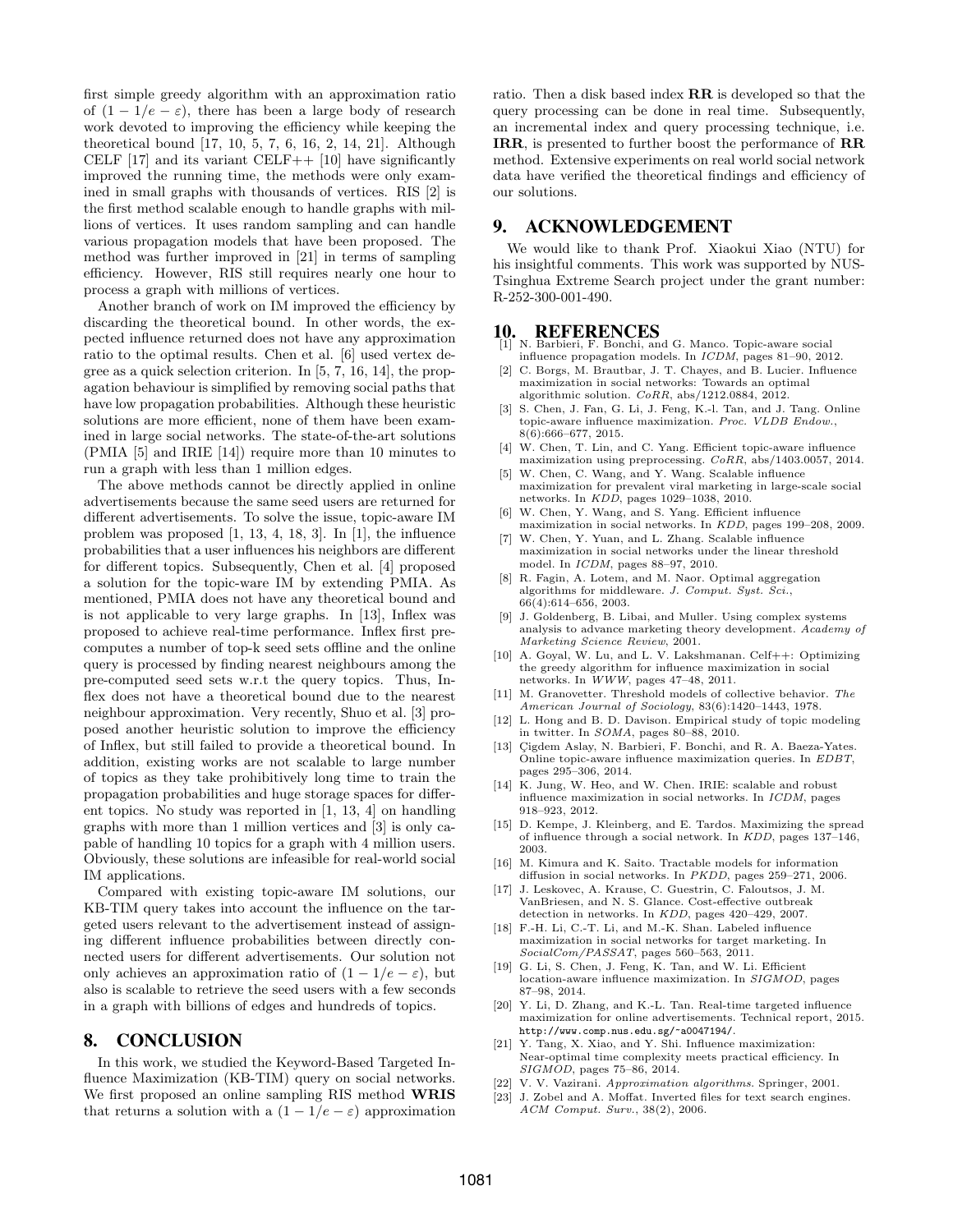first simple greedy algorithm with an approximation ratio of $(1 - 1/e - \varepsilon)$, there has been a large body of research work devoted to improving the efficiency while keeping the theoretical bound [17, 10, 5, 7, 6, 16, 2, 14, 21]. Although CELF [17] and its variant CELF++ [10] have significantly improved the running time, the methods were only examined in small graphs with thousands of vertices. RIS [2] is the first method scalable enough to handle graphs with millions of vertices. It uses random sampling and can handle various propagation models that have been proposed. The method was further improved in [21] in terms of sampling efficiency. However, RIS still requires nearly one hour to process a graph with millions of vertices.

Another branch of work on IM improved the efficiency by discarding the theoretical bound. In other words, the expected influence returned does not have any approximation ratio to the optimal results. Chen et al. [6] used vertex degree as a quick selection criterion. In [5, 7, 16, 14], the propagation behaviour is simplified by removing social paths that have low propagation probabilities. Although these heuristic solutions are more efficient, none of them have been examined in large social networks. The state-of-the-art solutions (PMIA [5] and IRIE [14]) require more than 10 minutes to run a graph with less than 1 million edges.

The above methods cannot be directly applied in online advertisements because the same seed users are returned for different advertisements. To solve the issue, topic-aware IM problem was proposed [1, 13, 4, 18, 3]. In [1], the influence probabilities that a user influences his neighbors are different for different topics. Subsequently, Chen et al. [4] proposed a solution for the topic-ware IM by extending PMIA. As mentioned, PMIA does not have any theoretical bound and is not applicable to very large graphs. In [13], Inflex was proposed to achieve real-time performance. Inflex first precomputes a number of top-k seed sets offline and the online query is processed by finding nearest neighbours among the pre-computed seed sets w.r.t the query topics. Thus, Inflex does not have a theoretical bound due to the nearest neighbour approximation. Very recently, Shuo et al. [3] proposed another heuristic solution to improve the efficiency of Inflex, but still failed to provide a theoretical bound. In addition, existing works are not scalable to large number of topics as they take prohibitively long time to train the propagation probabilities and huge storage spaces for different topics. No study was reported in [1, 13, 4] on handling graphs with more than 1 million vertices and [3] is only capable of handling 10 topics for a graph with 4 million users. Obviously, these solutions are infeasible for real-world social IM applications.

Compared with existing topic-aware IM solutions, our KB-TIM query takes into account the influence on the targeted users relevant to the advertisement instead of assigning different influence probabilities between directly connected users for different advertisements. Our solution not only achieves an approximation ratio of $(1 - 1/e - \varepsilon)$, but also is scalable to retrieve the seed users with a few seconds in a graph with billions of edges and hundreds of topics.

## 8. CONCLUSION

In this work, we studied the Keyword-Based Targeted Influence Maximization (KB-TIM) query on social networks. We first proposed an online sampling RIS method **WRIS** that returns a solution with a $(1 - 1/e - \varepsilon)$ approximation ratio. Then a disk based index **RR** is developed so that the query processing can be done in real time. Subsequently, an incremental index and query processing technique, i.e. **IRR**, is presented to further boost the performance of **RR** method. Extensive experiments on real world social network data have verified the theoretical findings and efficiency of our solutions.

## 9. ACKNOWLEDGEMENT

We would like to thank Prof. Xiaokui Xiao (NTU) for his insightful comments. This work was supported by NUS-Tsinghua Extreme Search project under the grant number: R-252-300-001-490.

## 10. REFERENCES

[1] N. Barbieri, F. Bonchi, and G. Manco. Topic-aware social influence propagation models. In *ICDM*, pages 81–90, 2012.

[2] C. Borgs, M. Brautbar, J. T. Chayes, and B. Lucier. Influence maximization in social networks: Towards an optimal algorithmic solution. *CoRR*, abs/1212.0884, 2012.

[3] S. Chen, J. Fan, G. Li, J. Feng, K.-l. Tan, and J. Tang. Online topic-aware influence maximization. *Proc. VLDB Endow.*, 8(6):666–677, 2015.

[4] W. Chen, T. Lin, and C. Yang. Efficient topic-aware influence maximization using preprocessing. *CoRR*, abs/1403.0057, 2014.

[5] W. Chen, C. Wang, and Y. Wang. Scalable influence maximization for prevalent viral marketing in large-scale social networks. In *KDD*, pages 1029–1038, 2010.

[6] W. Chen, Y. Wang, and S. Yang. Efficient influence maximization in social networks. In *KDD*, pages 199–208, 2009.

[7] W. Chen, Y. Yuan, and L. Zhang. Scalable influence maximization in social networks under the linear threshold model. In *ICDM*, pages 88–97, 2010.

[8] R. Fagin, A. Lotem, and M. Naor. Optimal aggregation algorithms for middleware. *J. Comput. Syst. Sci.*, 66(4):614–656, 2003.

[9] J. Goldenberg, B. Libai, and Muller. Using complex systems analysis to advance marketing theory development. *Academy of Marketing Science Review*, 2001.

[10] A. Goyal, W. Lu, and L. V. Lakshmanan. Celf++: Optimizing the greedy algorithm for influence maximization in social networks. In *WWW*, pages 47–48, 2011.

[11] M. Granovetter. Threshold models of collective behavior. *The American Journal of Sociology*, 83(6):1420–1443, 1978.

[12] L. Hong and B. D. Davison. Empirical study of topic modeling in twitter. In *SOMA*, pages 80–88, 2010.

[13] Çigdem Aslay, N. Barbieri, F. Bonchi, and R. A. Baeza-Yates. Online topic-aware influence maximization queries. In *EDBT*, pages 295–306, 2014.

[14] K. Jung, W. Heo, and W. Chen. IRIE: scalable and robust influence maximization in social networks. In *ICDM*, pages 918–923, 2012.

[15] D. Kempe, J. Kleinberg, and E. Tardos. Maximizing the spread of influence through a social network. In *KDD*, pages 137–146, 2003.

[16] M. Kimura and K. Saito. Tractable models for information diffusion in social networks. In *PKDD*, pages 259–271, 2006.

[17] J. Leskovec, A. Krause, C. Guestrin, C. Faloutsos, J. M. VanBriesen, and N. S. Glance. Cost-effective outbreak detection in networks. In *KDD*, pages 420–429, 2007.

[18] F.-H. Li, C.-T. Li, and M.-K. Shan. Labeled influence maximization in social networks for target marketing. In *SocialCom/PASSAT*, pages 560–563, 2011.

[19] G. Li, S. Chen, J. Feng, K. Tan, and W. Li. Efficient location-aware influence maximization. In *SIGMOD*, pages 87–98, 2014.

[20] Y. Li, D. Zhang, and K.-L. Tan. Real-time targeted influence maximization for online advertisements. Technical report, 2015. http://www.comp.nus.edu.sg/~a0047194/.

[21] Y. Tang, X. Xiao, and Y. Shi. Influence maximization: Near-optimal time complexity meets practical efficiency. In *SIGMOD*, pages 75–86, 2014.

[22] V. V. Vazirani. *Approximation algorithms*. Springer, 2001.

[23] J. Zobel and A. Moffat. Inverted files for text search engines. *ACM Comput. Surv.*, 38(2), 2006.